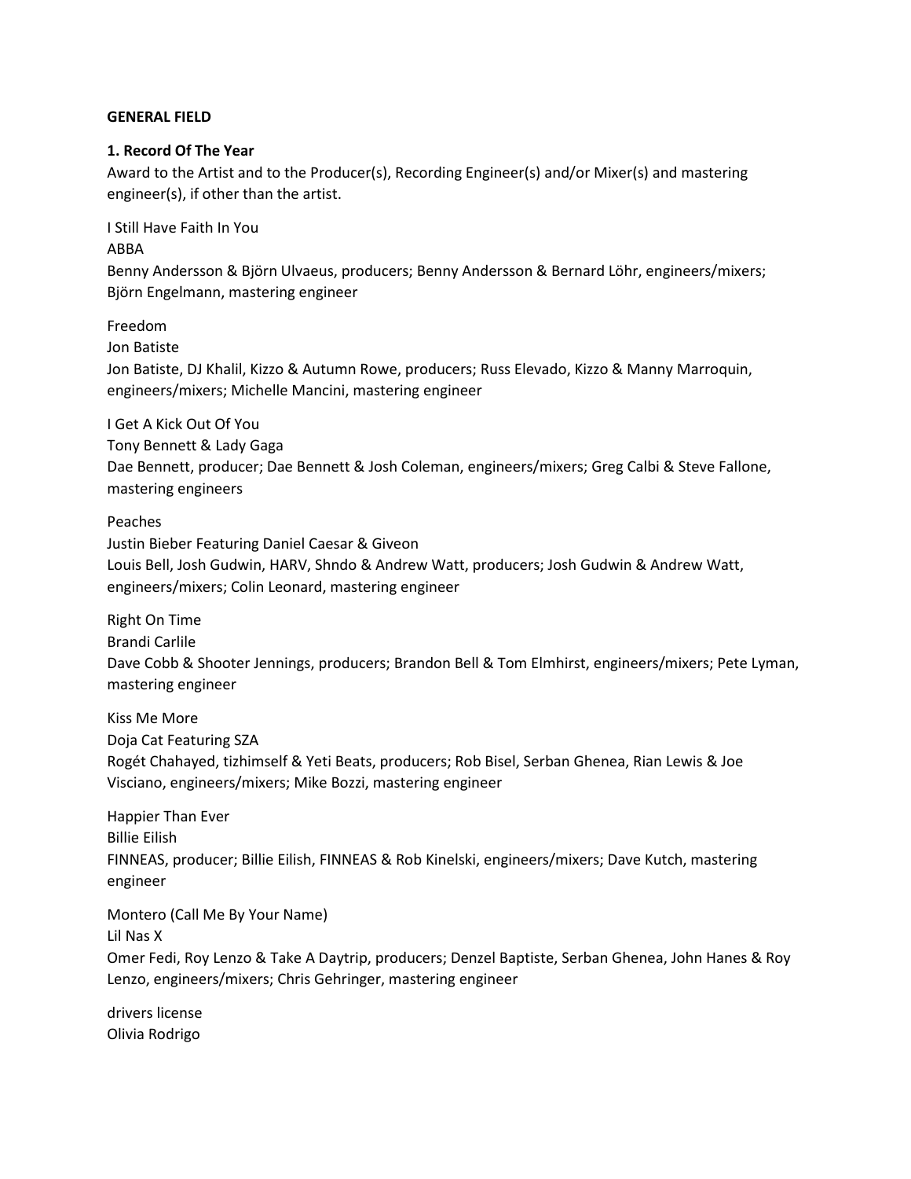**GENERAL FIELD**

**1. Record Of The Year**

Award to the Artist and to the Producer(s), Recording Engineer(s) and/or Mixer(s) and mastering engineer(s), if other than the artist.

I Still Have Faith In You
ABBA
Benny Andersson & Björn Ulvaeus, producers; Benny Andersson & Bernard Löhr, engineers/mixers; Björn Engelmann, mastering engineer

Freedom
Jon Batiste
Jon Batiste, DJ Khalil, Kizzo & Autumn Rowe, producers; Russ Elevado, Kizzo & Manny Marroquin, engineers/mixers; Michelle Mancini, mastering engineer

I Get A Kick Out Of You
Tony Bennett & Lady Gaga
Dae Bennett, producer; Dae Bennett & Josh Coleman, engineers/mixers; Greg Calbi & Steve Fallone, mastering engineers

Peaches
Justin Bieber Featuring Daniel Caesar & Giveon
Louis Bell, Josh Gudwin, HARV, Shndo & Andrew Watt, producers; Josh Gudwin & Andrew Watt, engineers/mixers; Colin Leonard, mastering engineer

Right On Time
Brandi Carlile
Dave Cobb & Shooter Jennings, producers; Brandon Bell & Tom Elmhirst, engineers/mixers; Pete Lyman, mastering engineer

Kiss Me More
Doja Cat Featuring SZA
Rogét Chahayed, tizhimself & Yeti Beats, producers; Rob Bisel, Serban Ghenea, Rian Lewis & Joe Visciano, engineers/mixers; Mike Bozzi, mastering engineer

Happier Than Ever
Billie Eilish
FINNEAS, producer; Billie Eilish, FINNEAS & Rob Kinelski, engineers/mixers; Dave Kutch, mastering engineer

Montero (Call Me By Your Name)
Lil Nas X
Omer Fedi, Roy Lenzo & Take A Daytrip, producers; Denzel Baptiste, Serban Ghenea, John Hanes & Roy Lenzo, engineers/mixers; Chris Gehringer, mastering engineer

drivers license
Olivia Rodrigo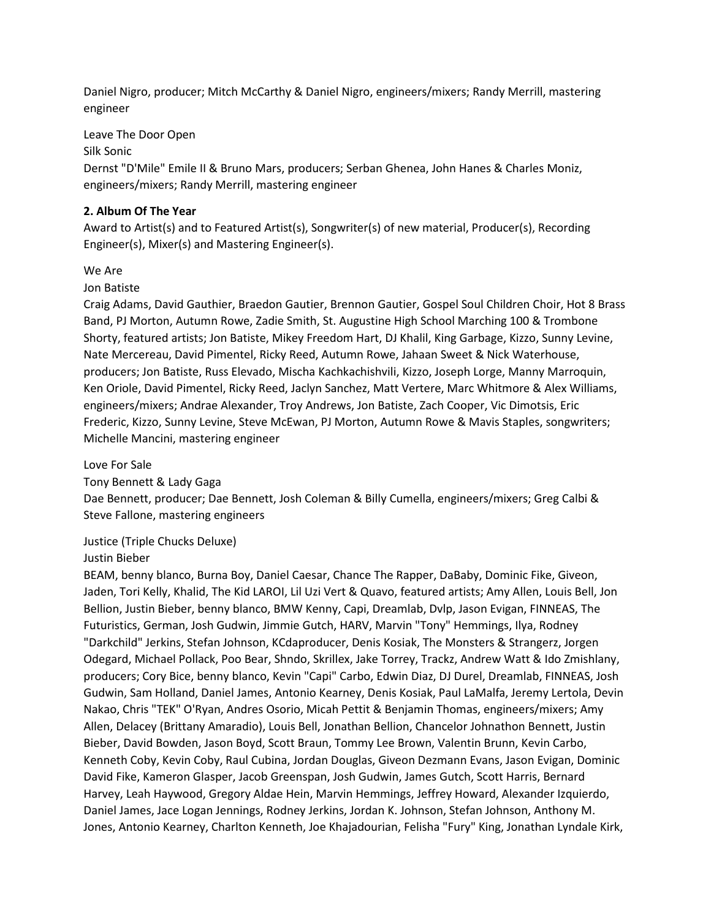Daniel Nigro, producer; Mitch McCarthy & Daniel Nigro, engineers/mixers; Randy Merrill, mastering engineer

Leave The Door Open
Silk Sonic
Dernst "D'Mile" Emile II & Bruno Mars, producers; Serban Ghenea, John Hanes & Charles Moniz, engineers/mixers; Randy Merrill, mastering engineer

**2. Album Of The Year**
Award to Artist(s) and to Featured Artist(s), Songwriter(s) of new material, Producer(s), Recording Engineer(s), Mixer(s) and Mastering Engineer(s).

We Are
Jon Batiste
Craig Adams, David Gauthier, Braedon Gautier, Brennon Gautier, Gospel Soul Children Choir, Hot 8 Brass Band, PJ Morton, Autumn Rowe, Zadie Smith, St. Augustine High School Marching 100 & Trombone Shorty, featured artists; Jon Batiste, Mikey Freedom Hart, DJ Khalil, King Garbage, Kizzo, Sunny Levine, Nate Mercereau, David Pimentel, Ricky Reed, Autumn Rowe, Jahaan Sweet & Nick Waterhouse, producers; Jon Batiste, Russ Elevado, Mischa Kachkachishvili, Kizzo, Joseph Lorge, Manny Marroquin, Ken Oriole, David Pimentel, Ricky Reed, Jaclyn Sanchez, Matt Vertere, Marc Whitmore & Alex Williams, engineers/mixers; Andrae Alexander, Troy Andrews, Jon Batiste, Zach Cooper, Vic Dimotsis, Eric Frederic, Kizzo, Sunny Levine, Steve McEwan, PJ Morton, Autumn Rowe & Mavis Staples, songwriters; Michelle Mancini, mastering engineer

Love For Sale
Tony Bennett & Lady Gaga
Dae Bennett, producer; Dae Bennett, Josh Coleman & Billy Cumella, engineers/mixers; Greg Calbi & Steve Fallone, mastering engineers

Justice (Triple Chucks Deluxe)
Justin Bieber
BEAM, benny blanco, Burna Boy, Daniel Caesar, Chance The Rapper, DaBaby, Dominic Fike, Giveon, Jaden, Tori Kelly, Khalid, The Kid LAROI, Lil Uzi Vert & Quavo, featured artists; Amy Allen, Louis Bell, Jon Bellion, Justin Bieber, benny blanco, BMW Kenny, Capi, Dreamlab, Dvlp, Jason Evigan, FINNEAS, The Futuristics, German, Josh Gudwin, Jimmie Gutch, HARV, Marvin "Tony" Hemmings, Ilya, Rodney "Darkchild" Jerkins, Stefan Johnson, KCdaproducer, Denis Kosiak, The Monsters & Strangerz, Jorgen Odegard, Michael Pollack, Poo Bear, Shndo, Skrillex, Jake Torrey, Trackz, Andrew Watt & Ido Zmishlany, producers; Cory Bice, benny blanco, Kevin "Capi" Carbo, Edwin Diaz, DJ Durel, Dreamlab, FINNEAS, Josh Gudwin, Sam Holland, Daniel James, Antonio Kearney, Denis Kosiak, Paul LaMalfa, Jeremy Lertola, Devin Nakao, Chris "TEK" O'Ryan, Andres Osorio, Micah Pettit & Benjamin Thomas, engineers/mixers; Amy Allen, Delacey (Brittany Amaradio), Louis Bell, Jonathan Bellion, Chancelor Johnathon Bennett, Justin Bieber, David Bowden, Jason Boyd, Scott Braun, Tommy Lee Brown, Valentin Brunn, Kevin Carbo, Kenneth Coby, Kevin Coby, Raul Cubina, Jordan Douglas, Giveon Dezmann Evans, Jason Evigan, Dominic David Fike, Kameron Glasper, Jacob Greenspan, Josh Gudwin, James Gutch, Scott Harris, Bernard Harvey, Leah Haywood, Gregory Aldae Hein, Marvin Hemmings, Jeffrey Howard, Alexander Izquierdo, Daniel James, Jace Logan Jennings, Rodney Jerkins, Jordan K. Johnson, Stefan Johnson, Anthony M. Jones, Antonio Kearney, Charlton Kenneth, Joe Khajadourian, Felisha "Fury" King, Jonathan Lyndale Kirk,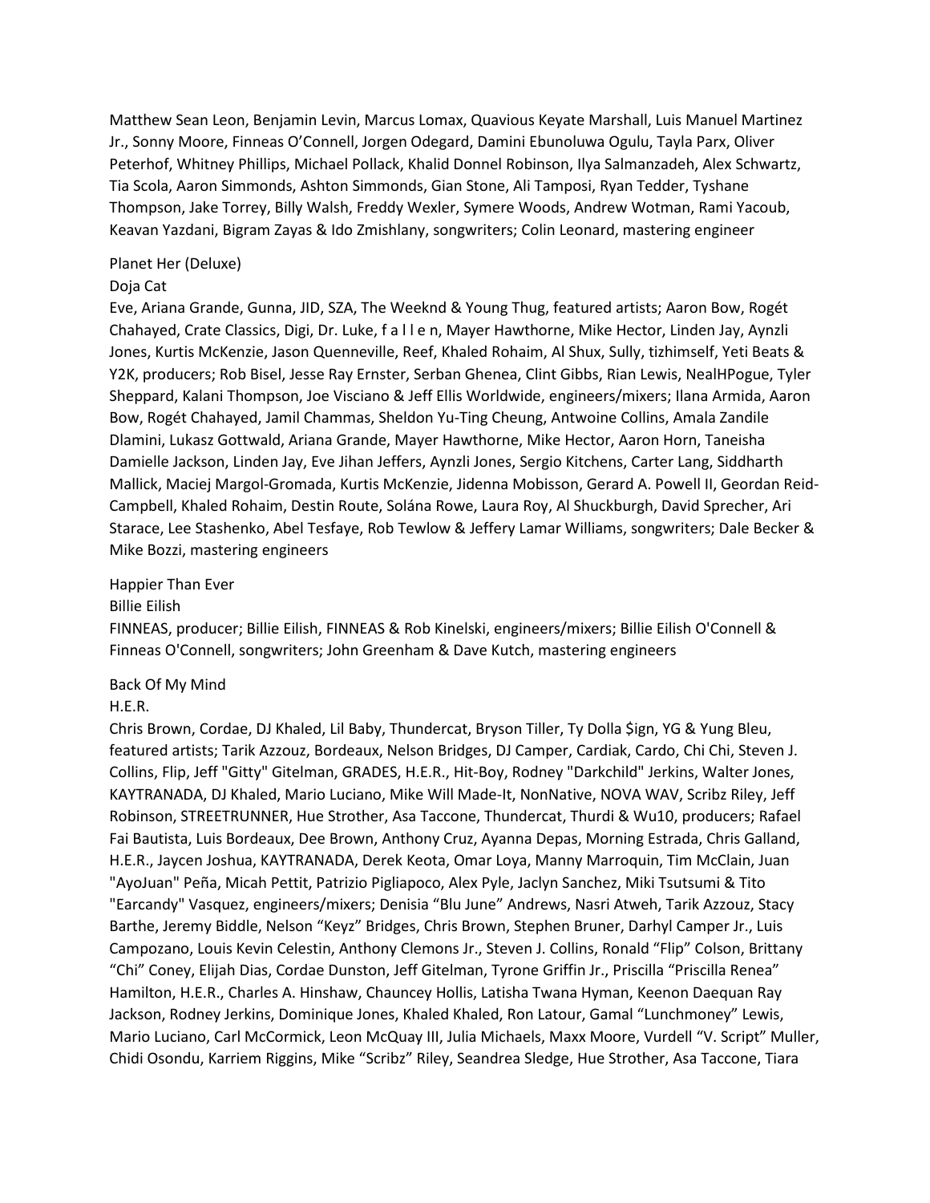Matthew Sean Leon, Benjamin Levin, Marcus Lomax, Quavious Keyate Marshall, Luis Manuel Martinez Jr., Sonny Moore, Finneas O'Connell, Jorgen Odegard, Damini Ebunoluwa Ogulu, Tayla Parx, Oliver Peterhof, Whitney Phillips, Michael Pollack, Khalid Donnel Robinson, Ilya Salmanzadeh, Alex Schwartz, Tia Scola, Aaron Simmonds, Ashton Simmonds, Gian Stone, Ali Tamposi, Ryan Tedder, Tyshane Thompson, Jake Torrey, Billy Walsh, Freddy Wexler, Symere Woods, Andrew Wotman, Rami Yacoub, Keavan Yazdani, Bigram Zayas & Ido Zmishlany, songwriters; Colin Leonard, mastering engineer

Planet Her (Deluxe)
Doja Cat
Eve, Ariana Grande, Gunna, JID, SZA, The Weeknd & Young Thug, featured artists; Aaron Bow, Rogét Chahayed, Crate Classics, Digi, Dr. Luke, f a l l e n, Mayer Hawthorne, Mike Hector, Linden Jay, Aynzli Jones, Kurtis McKenzie, Jason Quenneville, Reef, Khaled Rohaim, Al Shux, Sully, tizhimself, Yeti Beats & Y2K, producers; Rob Bisel, Jesse Ray Ernster, Serban Ghenea, Clint Gibbs, Rian Lewis, NealHPogue, Tyler Sheppard, Kalani Thompson, Joe Visciano & Jeff Ellis Worldwide, engineers/mixers; Ilana Armida, Aaron Bow, Rogét Chahayed, Jamil Chammas, Sheldon Yu-Ting Cheung, Antwoine Collins, Amala Zandile Dlamini, Lukasz Gottwald, Ariana Grande, Mayer Hawthorne, Mike Hector, Aaron Horn, Taneisha Damielle Jackson, Linden Jay, Eve Jihan Jeffers, Aynzli Jones, Sergio Kitchens, Carter Lang, Siddharth Mallick, Maciej Margol-Gromada, Kurtis McKenzie, Jidenna Mobisson, Gerard A. Powell II, Geordan Reid-Campbell, Khaled Rohaim, Destin Route, Solána Rowe, Laura Roy, Al Shuckburgh, David Sprecher, Ari Starace, Lee Stashenko, Abel Tesfaye, Rob Tewlow & Jeffery Lamar Williams, songwriters; Dale Becker & Mike Bozzi, mastering engineers

Happier Than Ever
Billie Eilish
FINNEAS, producer; Billie Eilish, FINNEAS & Rob Kinelski, engineers/mixers; Billie Eilish O'Connell & Finneas O'Connell, songwriters; John Greenham & Dave Kutch, mastering engineers

Back Of My Mind
H.E.R.
Chris Brown, Cordae, DJ Khaled, Lil Baby, Thundercat, Bryson Tiller, Ty Dolla $ign, YG & Yung Bleu, featured artists; Tarik Azzouz, Bordeaux, Nelson Bridges, DJ Camper, Cardiak, Cardo, Chi Chi, Steven J. Collins, Flip, Jeff "Gitty" Gitelman, GRADES, H.E.R., Hit-Boy, Rodney "Darkchild" Jerkins, Walter Jones, KAYTRANADA, DJ Khaled, Mario Luciano, Mike Will Made-It, NonNative, NOVA WAV, Scribz Riley, Jeff Robinson, STREETRUNNER, Hue Strother, Asa Taccone, Thundercat, Thurdi & Wu10, producers; Rafael Fai Bautista, Luis Bordeaux, Dee Brown, Anthony Cruz, Ayanna Depas, Morning Estrada, Chris Galland, H.E.R., Jaycen Joshua, KAYTRANADA, Derek Keota, Omar Loya, Manny Marroquin, Tim McClain, Juan "AyoJuan" Peña, Micah Pettit, Patrizio Pigliapoco, Alex Pyle, Jaclyn Sanchez, Miki Tsutsumi & Tito "Earcandy" Vasquez, engineers/mixers; Denisia "Blu June" Andrews, Nasri Atweh, Tarik Azzouz, Stacy Barthe, Jeremy Biddle, Nelson "Keyz" Bridges, Chris Brown, Stephen Bruner, Darhyl Camper Jr., Luis Campozano, Louis Kevin Celestin, Anthony Clemons Jr., Steven J. Collins, Ronald "Flip" Colson, Brittany "Chi" Coney, Elijah Dias, Cordae Dunston, Jeff Gitelman, Tyrone Griffin Jr., Priscilla "Priscilla Renea" Hamilton, H.E.R., Charles A. Hinshaw, Chauncey Hollis, Latisha Twana Hyman, Keenon Daequan Ray Jackson, Rodney Jerkins, Dominique Jones, Khaled Khaled, Ron Latour, Gamal "Lunchmoney" Lewis, Mario Luciano, Carl McCormick, Leon McQuay III, Julia Michaels, Maxx Moore, Vurdell "V. Script" Muller, Chidi Osondu, Karriem Riggins, Mike "Scribz" Riley, Seandrea Sledge, Hue Strother, Asa Taccone, Tiara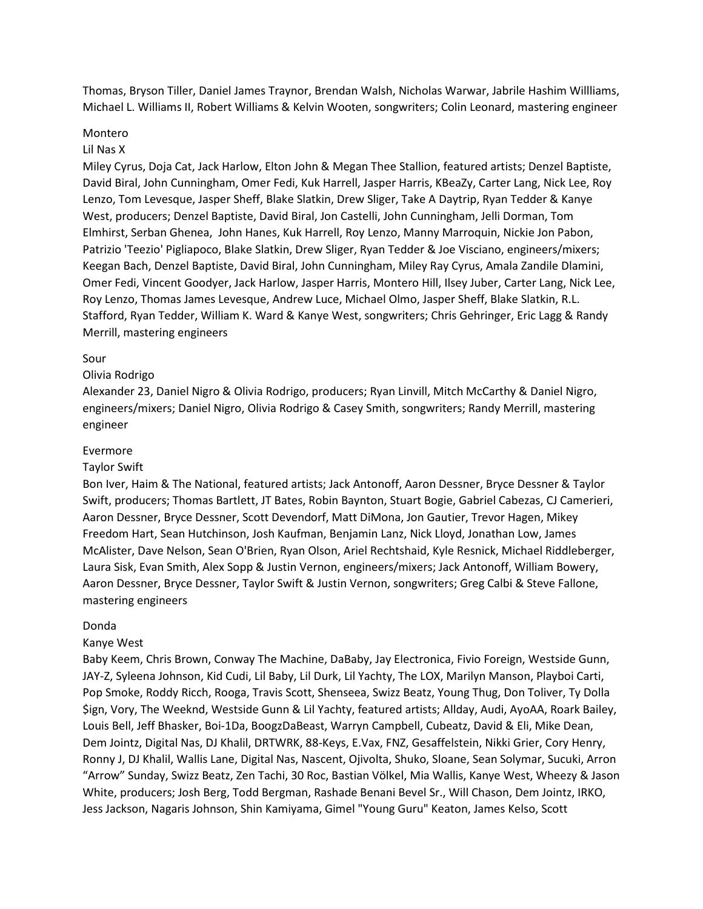Thomas, Bryson Tiller, Daniel James Traynor, Brendan Walsh, Nicholas Warwar, Jabrile Hashim Willliams, Michael L. Williams II, Robert Williams & Kelvin Wooten, songwriters; Colin Leonard, mastering engineer

Montero
Lil Nas X
Miley Cyrus, Doja Cat, Jack Harlow, Elton John & Megan Thee Stallion, featured artists; Denzel Baptiste, David Biral, John Cunningham, Omer Fedi, Kuk Harrell, Jasper Harris, KBeaZy, Carter Lang, Nick Lee, Roy Lenzo, Tom Levesque, Jasper Sheff, Blake Slatkin, Drew Sliger, Take A Daytrip, Ryan Tedder & Kanye West, producers; Denzel Baptiste, David Biral, Jon Castelli, John Cunningham, Jelli Dorman, Tom Elmhirst, Serban Ghenea, John Hanes, Kuk Harrell, Roy Lenzo, Manny Marroquin, Nickie Jon Pabon, Patrizio 'Teezio' Pigliapoco, Blake Slatkin, Drew Sliger, Ryan Tedder & Joe Visciano, engineers/mixers; Keegan Bach, Denzel Baptiste, David Biral, John Cunningham, Miley Ray Cyrus, Amala Zandile Dlamini, Omer Fedi, Vincent Goodyer, Jack Harlow, Jasper Harris, Montero Hill, Ilsey Juber, Carter Lang, Nick Lee, Roy Lenzo, Thomas James Levesque, Andrew Luce, Michael Olmo, Jasper Sheff, Blake Slatkin, R.L. Stafford, Ryan Tedder, William K. Ward & Kanye West, songwriters; Chris Gehringer, Eric Lagg & Randy Merrill, mastering engineers

Sour
Olivia Rodrigo
Alexander 23, Daniel Nigro & Olivia Rodrigo, producers; Ryan Linvill, Mitch McCarthy & Daniel Nigro, engineers/mixers; Daniel Nigro, Olivia Rodrigo & Casey Smith, songwriters; Randy Merrill, mastering engineer

Evermore
Taylor Swift
Bon Iver, Haim & The National, featured artists; Jack Antonoff, Aaron Dessner, Bryce Dessner & Taylor Swift, producers; Thomas Bartlett, JT Bates, Robin Baynton, Stuart Bogie, Gabriel Cabezas, CJ Camerieri, Aaron Dessner, Bryce Dessner, Scott Devendorf, Matt DiMona, Jon Gautier, Trevor Hagen, Mikey Freedom Hart, Sean Hutchinson, Josh Kaufman, Benjamin Lanz, Nick Lloyd, Jonathan Low, James McAlister, Dave Nelson, Sean O'Brien, Ryan Olson, Ariel Rechtshaid, Kyle Resnick, Michael Riddleberger, Laura Sisk, Evan Smith, Alex Sopp & Justin Vernon, engineers/mixers; Jack Antonoff, William Bowery, Aaron Dessner, Bryce Dessner, Taylor Swift & Justin Vernon, songwriters; Greg Calbi & Steve Fallone, mastering engineers

Donda
Kanye West
Baby Keem, Chris Brown, Conway The Machine, DaBaby, Jay Electronica, Fivio Foreign, Westside Gunn, JAY-Z, Syleena Johnson, Kid Cudi, Lil Baby, Lil Durk, Lil Yachty, The LOX, Marilyn Manson, Playboi Carti, Pop Smoke, Roddy Ricch, Rooga, Travis Scott, Shenseea, Swizz Beatz, Young Thug, Don Toliver, Ty Dolla $ign, Vory, The Weeknd, Westside Gunn & Lil Yachty, featured artists; Allday, Audi, AyoAA, Roark Bailey, Louis Bell, Jeff Bhasker, Boi-1Da, BoogzDaBeast, Warryn Campbell, Cubeatz, David & Eli, Mike Dean, Dem Jointz, Digital Nas, DJ Khalil, DRTWRK, 88-Keys, E.Vax, FNZ, Gesaffelstein, Nikki Grier, Cory Henry, Ronny J, DJ Khalil, Wallis Lane, Digital Nas, Nascent, Ojivolta, Shuko, Sloane, Sean Solymar, Sucuki, Arron "Arrow" Sunday, Swizz Beatz, Zen Tachi, 30 Roc, Bastian Völkel, Mia Wallis, Kanye West, Wheezy & Jason White, producers; Josh Berg, Todd Bergman, Rashade Benani Bevel Sr., Will Chason, Dem Jointz, IRKO, Jess Jackson, Nagaris Johnson, Shin Kamiyama, Gimel "Young Guru" Keaton, James Kelso, Scott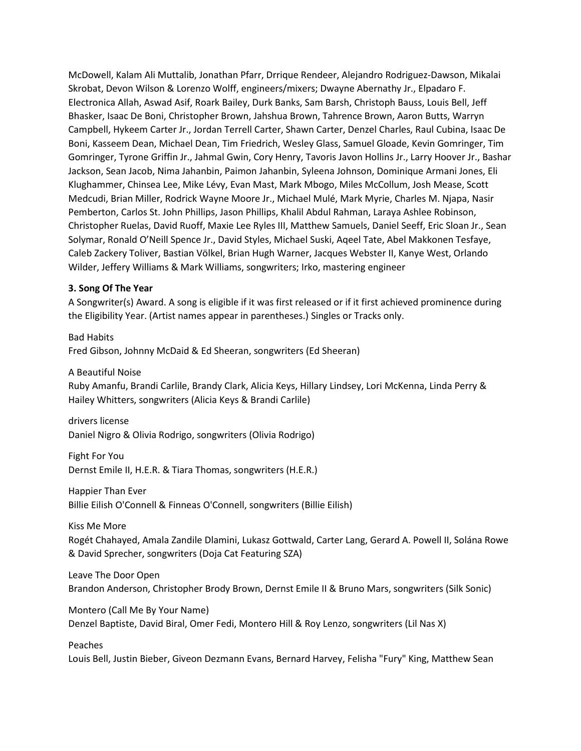McDowell, Kalam Ali Muttalib, Jonathan Pfarr, Drrique Rendeer, Alejandro Rodriguez-Dawson, Mikalai Skrobat, Devon Wilson & Lorenzo Wolff, engineers/mixers; Dwayne Abernathy Jr., Elpadaro F. Electronica Allah, Aswad Asif, Roark Bailey, Durk Banks, Sam Barsh, Christoph Bauss, Louis Bell, Jeff Bhasker, Isaac De Boni, Christopher Brown, Jahshua Brown, Tahrence Brown, Aaron Butts, Warryn Campbell, Hykeem Carter Jr., Jordan Terrell Carter, Shawn Carter, Denzel Charles, Raul Cubina, Isaac De Boni, Kasseem Dean, Michael Dean, Tim Friedrich, Wesley Glass, Samuel Gloade, Kevin Gomringer, Tim Gomringer, Tyrone Griffin Jr., Jahmal Gwin, Cory Henry, Tavoris Javon Hollins Jr., Larry Hoover Jr., Bashar Jackson, Sean Jacob, Nima Jahanbin, Paimon Jahanbin, Syleena Johnson, Dominique Armani Jones, Eli Klughammer, Chinsea Lee, Mike Lévy, Evan Mast, Mark Mbogo, Miles McCollum, Josh Mease, Scott Medcudi, Brian Miller, Rodrick Wayne Moore Jr., Michael Mulé, Mark Myrie, Charles M. Njapa, Nasir Pemberton, Carlos St. John Phillips, Jason Phillips, Khalil Abdul Rahman, Laraya Ashlee Robinson, Christopher Ruelas, David Ruoff, Maxie Lee Ryles III, Matthew Samuels, Daniel Seeff, Eric Sloan Jr., Sean Solymar, Ronald O'Neill Spence Jr., David Styles, Michael Suski, Aqeel Tate, Abel Makkonen Tesfaye, Caleb Zackery Toliver, Bastian Völkel, Brian Hugh Warner, Jacques Webster II, Kanye West, Orlando Wilder, Jeffery Williams & Mark Williams, songwriters; Irko, mastering engineer

**3. Song Of The Year**

A Songwriter(s) Award. A song is eligible if it was first released or if it first achieved prominence during the Eligibility Year. (Artist names appear in parentheses.) Singles or Tracks only.

Bad Habits
Fred Gibson, Johnny McDaid & Ed Sheeran, songwriters (Ed Sheeran)

A Beautiful Noise
Ruby Amanfu, Brandi Carlile, Brandy Clark, Alicia Keys, Hillary Lindsey, Lori McKenna, Linda Perry & Hailey Whitters, songwriters (Alicia Keys & Brandi Carlile)

drivers license
Daniel Nigro & Olivia Rodrigo, songwriters (Olivia Rodrigo)

Fight For You
Dernst Emile II, H.E.R. & Tiara Thomas, songwriters (H.E.R.)

Happier Than Ever
Billie Eilish O'Connell & Finneas O'Connell, songwriters (Billie Eilish)

Kiss Me More
Rogét Chahayed, Amala Zandile Dlamini, Lukasz Gottwald, Carter Lang, Gerard A. Powell II, Solána Rowe & David Sprecher, songwriters (Doja Cat Featuring SZA)

Leave The Door Open
Brandon Anderson, Christopher Brody Brown, Dernst Emile II & Bruno Mars, songwriters (Silk Sonic)

Montero (Call Me By Your Name)
Denzel Baptiste, David Biral, Omer Fedi, Montero Hill & Roy Lenzo, songwriters (Lil Nas X)

Peaches
Louis Bell, Justin Bieber, Giveon Dezmann Evans, Bernard Harvey, Felisha "Fury" King, Matthew Sean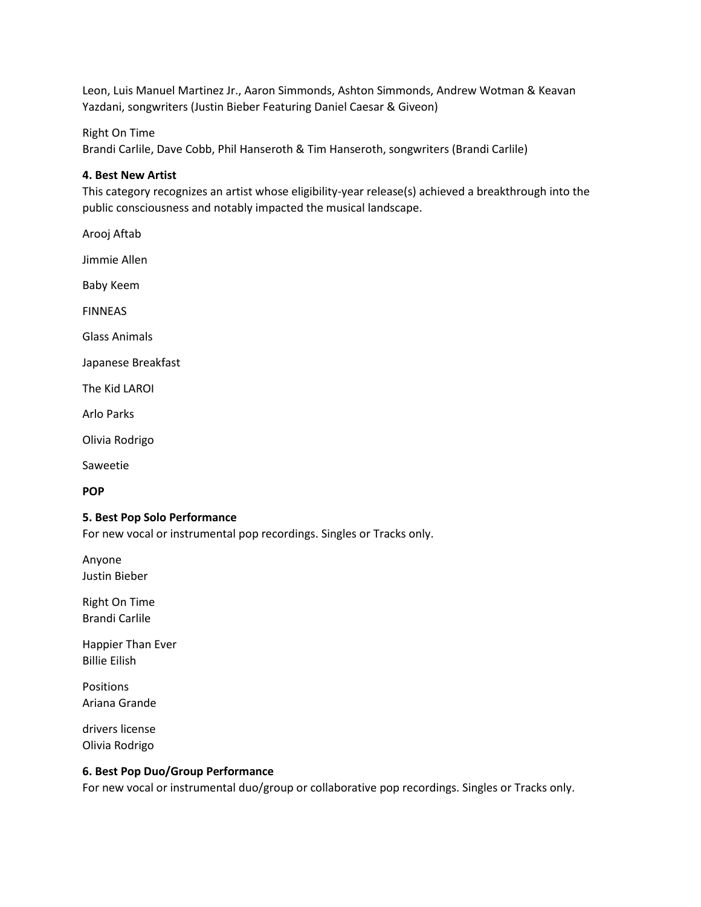Leon, Luis Manuel Martinez Jr., Aaron Simmonds, Ashton Simmonds, Andrew Wotman & Keavan Yazdani, songwriters (Justin Bieber Featuring Daniel Caesar & Giveon)

Right On Time
Brandi Carlile, Dave Cobb, Phil Hanseroth & Tim Hanseroth, songwriters (Brandi Carlile)

**4. Best New Artist**
This category recognizes an artist whose eligibility-year release(s) achieved a breakthrough into the public consciousness and notably impacted the musical landscape.

Arooj Aftab

Jimmie Allen

Baby Keem

FINNEAS

Glass Animals

Japanese Breakfast

The Kid LAROI

Arlo Parks

Olivia Rodrigo

Saweetie

**POP**

**5. Best Pop Solo Performance**
For new vocal or instrumental pop recordings. Singles or Tracks only.

Anyone
Justin Bieber

Right On Time
Brandi Carlile

Happier Than Ever
Billie Eilish

Positions
Ariana Grande

drivers license
Olivia Rodrigo

**6. Best Pop Duo/Group Performance**
For new vocal or instrumental duo/group or collaborative pop recordings. Singles or Tracks only.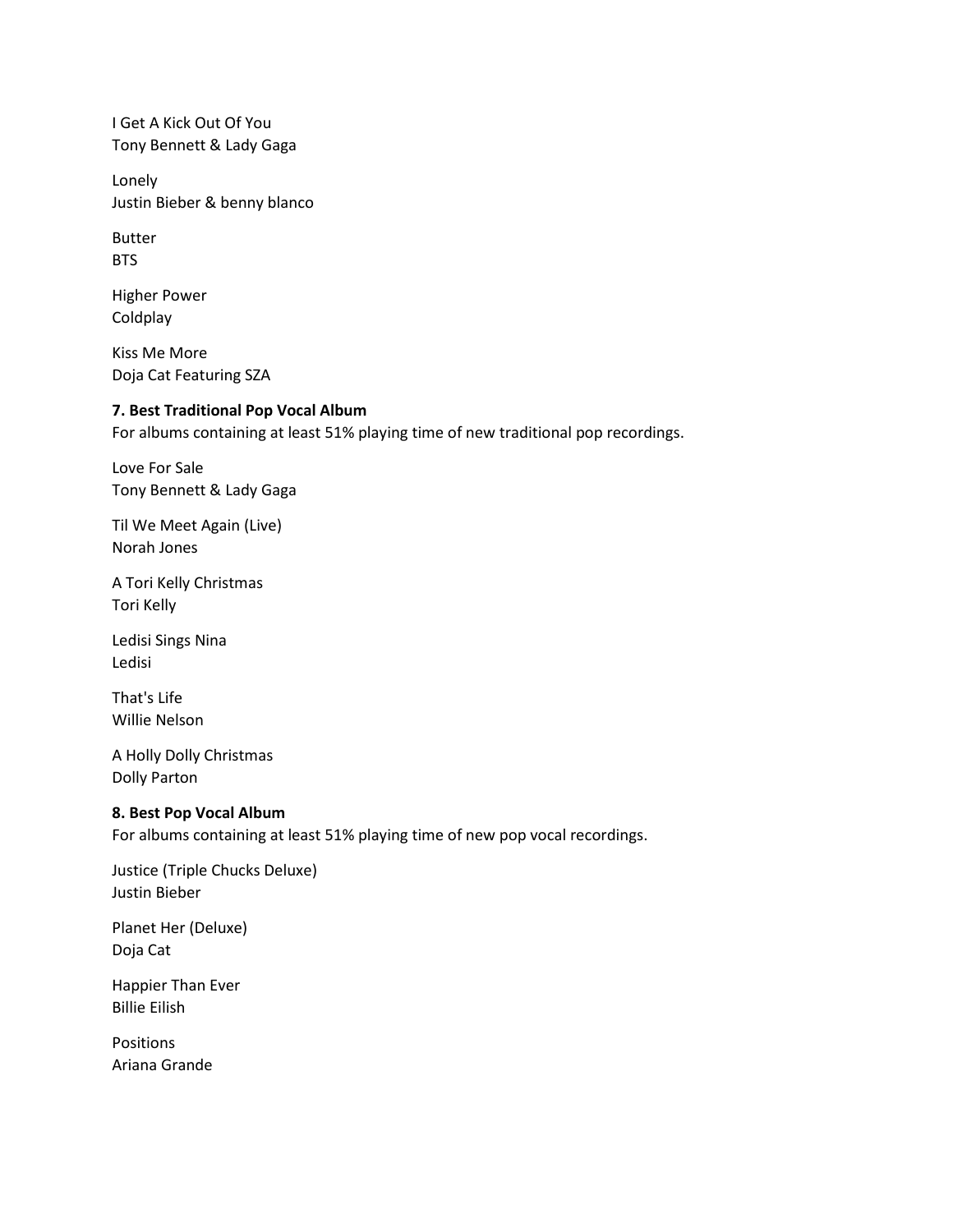I Get A Kick Out Of You
Tony Bennett & Lady Gaga

Lonely
Justin Bieber & benny blanco

Butter
BTS

Higher Power
Coldplay

Kiss Me More
Doja Cat Featuring SZA

**7. Best Traditional Pop Vocal Album**
For albums containing at least 51% playing time of new traditional pop recordings.

Love For Sale
Tony Bennett & Lady Gaga

Til We Meet Again (Live)
Norah Jones

A Tori Kelly Christmas
Tori Kelly

Ledisi Sings Nina
Ledisi

That's Life
Willie Nelson

A Holly Dolly Christmas
Dolly Parton

**8. Best Pop Vocal Album**
For albums containing at least 51% playing time of new pop vocal recordings.

Justice (Triple Chucks Deluxe)
Justin Bieber

Planet Her (Deluxe)
Doja Cat

Happier Than Ever
Billie Eilish

Positions
Ariana Grande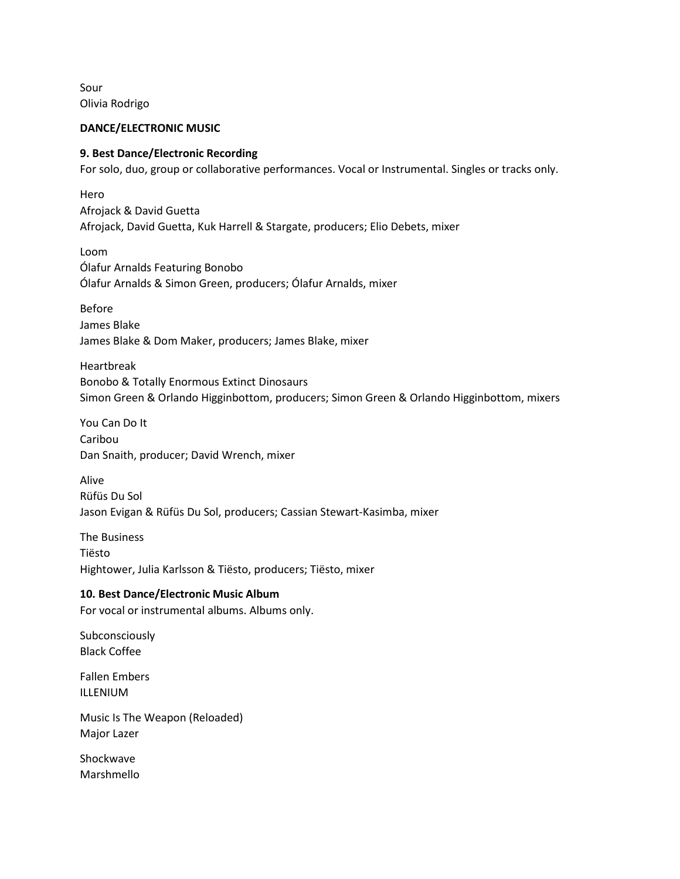Sour
Olivia Rodrigo

**DANCE/ELECTRONIC MUSIC**

**9. Best Dance/Electronic Recording**
For solo, duo, group or collaborative performances. Vocal or Instrumental. Singles or tracks only.

Hero
Afrojack & David Guetta
Afrojack, David Guetta, Kuk Harrell & Stargate, producers; Elio Debets, mixer

Loom
Ólafur Arnalds Featuring Bonobo
Ólafur Arnalds & Simon Green, producers; Ólafur Arnalds, mixer

Before
James Blake
James Blake & Dom Maker, producers; James Blake, mixer

Heartbreak
Bonobo & Totally Enormous Extinct Dinosaurs
Simon Green & Orlando Higginbottom, producers; Simon Green & Orlando Higginbottom, mixers

You Can Do It
Caribou
Dan Snaith, producer; David Wrench, mixer

Alive
Rüfüs Du Sol
Jason Evigan & Rüfüs Du Sol, producers; Cassian Stewart-Kasimba, mixer

The Business
Tiësto
Hightower, Julia Karlsson & Tiësto, producers; Tiësto, mixer

**10. Best Dance/Electronic Music Album**
For vocal or instrumental albums. Albums only.

Subconsciously
Black Coffee

Fallen Embers
ILLENIUM

Music Is The Weapon (Reloaded)
Major Lazer

Shockwave
Marshmello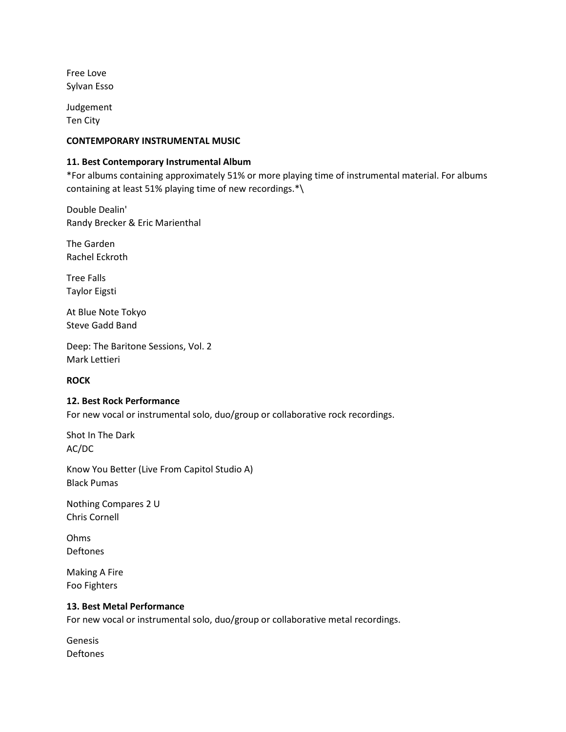Free Love
Sylvan Esso

Judgement
Ten City

**CONTEMPORARY INSTRUMENTAL MUSIC**

**11. Best Contemporary Instrumental Album**
*For albums containing approximately 51% or more playing time of instrumental material. For albums containing at least 51% playing time of new recordings.*\

Double Dealin'
Randy Brecker & Eric Marienthal

The Garden
Rachel Eckroth

Tree Falls
Taylor Eigsti

At Blue Note Tokyo
Steve Gadd Band

Deep: The Baritone Sessions, Vol. 2
Mark Lettieri

**ROCK**

**12. Best Rock Performance**
For new vocal or instrumental solo, duo/group or collaborative rock recordings.

Shot In The Dark
AC/DC

Know You Better (Live From Capitol Studio A)
Black Pumas

Nothing Compares 2 U
Chris Cornell

Ohms
Deftones

Making A Fire
Foo Fighters

**13. Best Metal Performance**
For new vocal or instrumental solo, duo/group or collaborative metal recordings.

Genesis
Deftones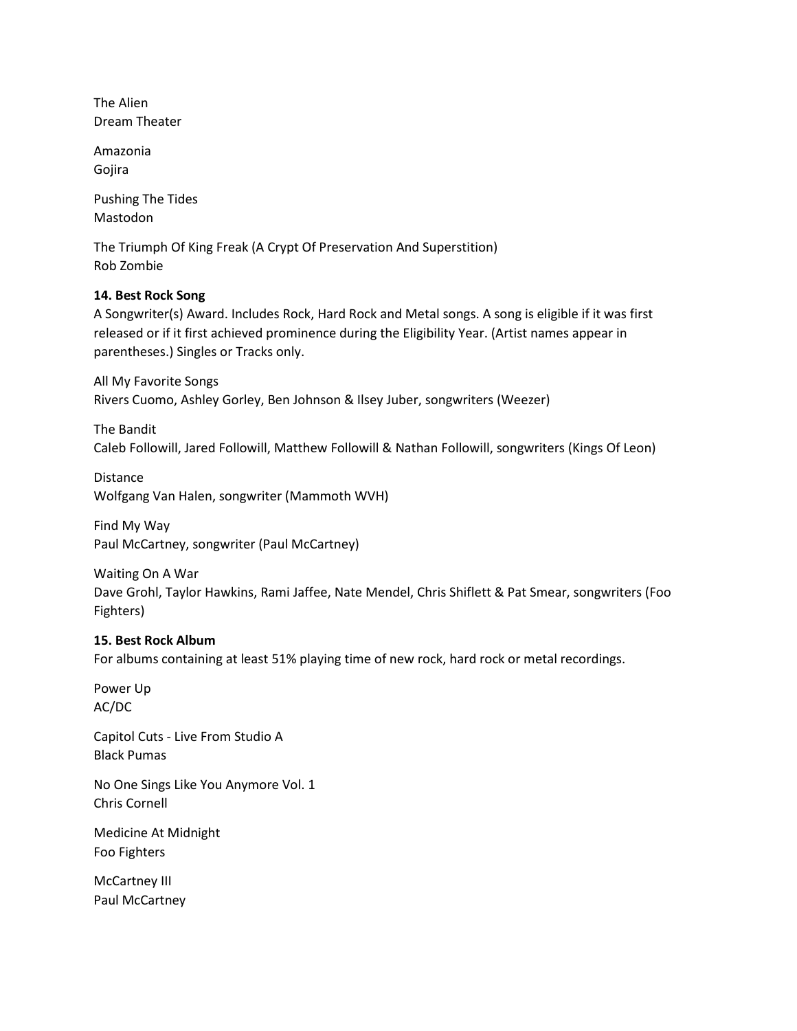The Alien
Dream Theater

Amazonia
Gojira

Pushing The Tides
Mastodon

The Triumph Of King Freak (A Crypt Of Preservation And Superstition)
Rob Zombie

**14. Best Rock Song**
A Songwriter(s) Award. Includes Rock, Hard Rock and Metal songs. A song is eligible if it was first released or if it first achieved prominence during the Eligibility Year. (Artist names appear in parentheses.) Singles or Tracks only.

All My Favorite Songs
Rivers Cuomo, Ashley Gorley, Ben Johnson & Ilsey Juber, songwriters (Weezer)

The Bandit
Caleb Followill, Jared Followill, Matthew Followill & Nathan Followill, songwriters (Kings Of Leon)

Distance
Wolfgang Van Halen, songwriter (Mammoth WVH)

Find My Way
Paul McCartney, songwriter (Paul McCartney)

Waiting On A War
Dave Grohl, Taylor Hawkins, Rami Jaffee, Nate Mendel, Chris Shiflett & Pat Smear, songwriters (Foo Fighters)

**15. Best Rock Album**
For albums containing at least 51% playing time of new rock, hard rock or metal recordings.

Power Up
AC/DC

Capitol Cuts - Live From Studio A
Black Pumas

No One Sings Like You Anymore Vol. 1
Chris Cornell

Medicine At Midnight
Foo Fighters

McCartney III
Paul McCartney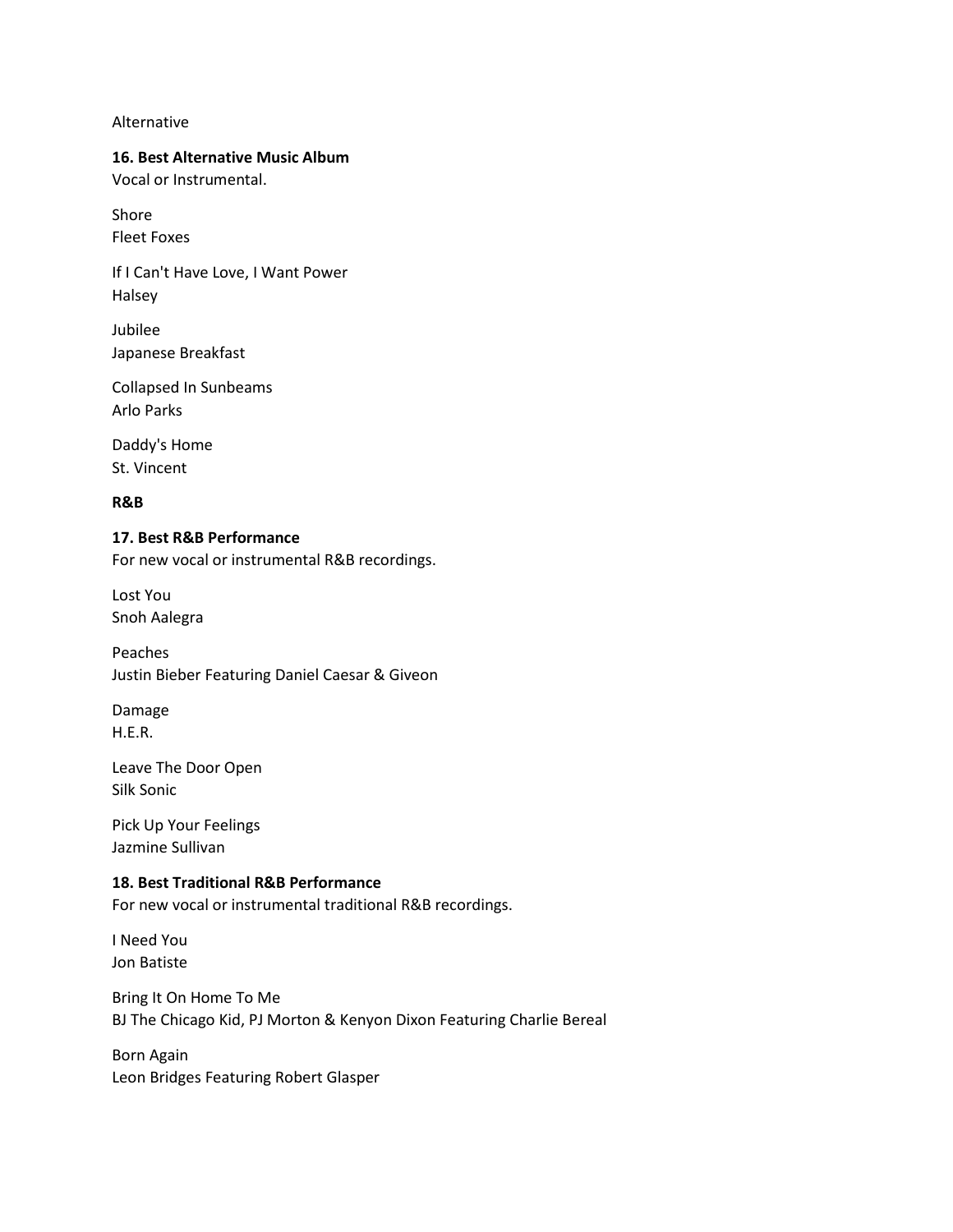Alternative

**16. Best Alternative Music Album**
Vocal or Instrumental.

Shore
Fleet Foxes

If I Can't Have Love, I Want Power
Halsey

Jubilee
Japanese Breakfast

Collapsed In Sunbeams
Arlo Parks

Daddy's Home
St. Vincent

**R&B**

**17. Best R&B Performance**
For new vocal or instrumental R&B recordings.

Lost You
Snoh Aalegra

Peaches
Justin Bieber Featuring Daniel Caesar & Giveon

Damage
H.E.R.

Leave The Door Open
Silk Sonic

Pick Up Your Feelings
Jazmine Sullivan

**18. Best Traditional R&B Performance**
For new vocal or instrumental traditional R&B recordings.

I Need You
Jon Batiste

Bring It On Home To Me
BJ The Chicago Kid, PJ Morton & Kenyon Dixon Featuring Charlie Bereal

Born Again
Leon Bridges Featuring Robert Glasper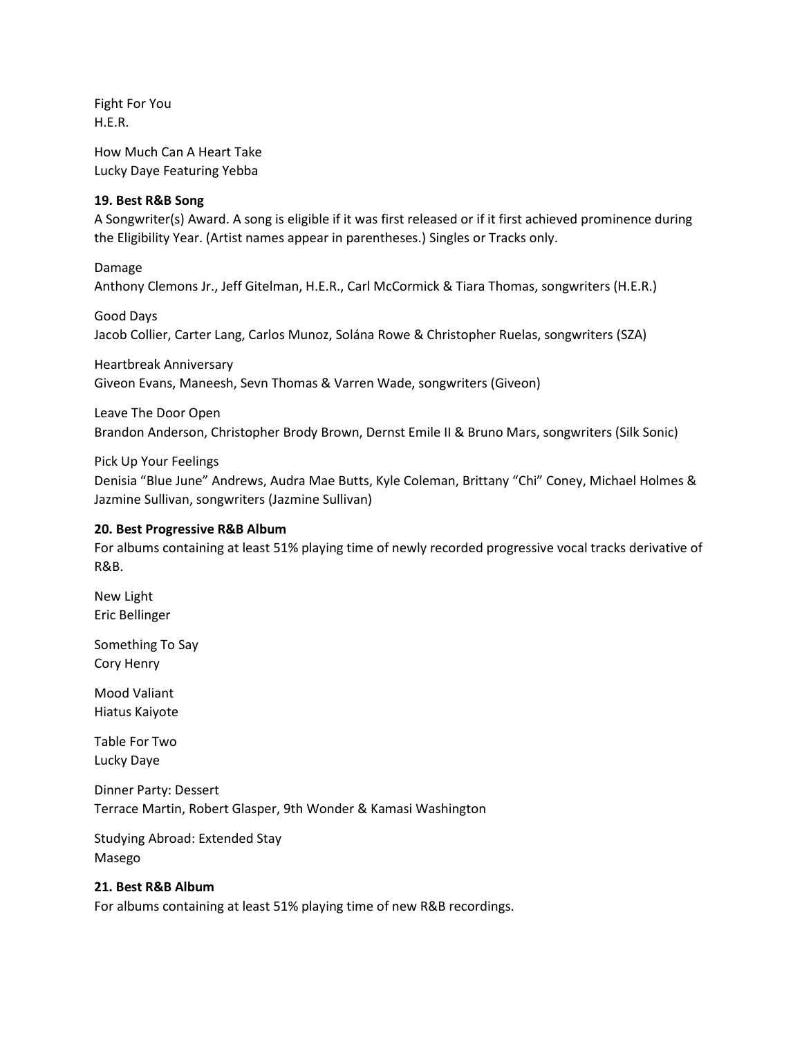Fight For You
H.E.R.

How Much Can A Heart Take
Lucky Daye Featuring Yebba

**19. Best R&B Song**

A Songwriter(s) Award. A song is eligible if it was first released or if it first achieved prominence during the Eligibility Year. (Artist names appear in parentheses.) Singles or Tracks only.

Damage
Anthony Clemons Jr., Jeff Gitelman, H.E.R., Carl McCormick & Tiara Thomas, songwriters (H.E.R.)

Good Days
Jacob Collier, Carter Lang, Carlos Munoz, Solána Rowe & Christopher Ruelas, songwriters (SZA)

Heartbreak Anniversary
Giveon Evans, Maneesh, Sevn Thomas & Varren Wade, songwriters (Giveon)

Leave The Door Open
Brandon Anderson, Christopher Brody Brown, Dernst Emile II & Bruno Mars, songwriters (Silk Sonic)

Pick Up Your Feelings
Denisia "Blue June" Andrews, Audra Mae Butts, Kyle Coleman, Brittany "Chi" Coney, Michael Holmes & Jazmine Sullivan, songwriters (Jazmine Sullivan)

**20. Best Progressive R&B Album**

For albums containing at least 51% playing time of newly recorded progressive vocal tracks derivative of R&B.

New Light
Eric Bellinger

Something To Say
Cory Henry

Mood Valiant
Hiatus Kaiyote

Table For Two
Lucky Daye

Dinner Party: Dessert
Terrace Martin, Robert Glasper, 9th Wonder & Kamasi Washington

Studying Abroad: Extended Stay
Masego

**21. Best R&B Album**

For albums containing at least 51% playing time of new R&B recordings.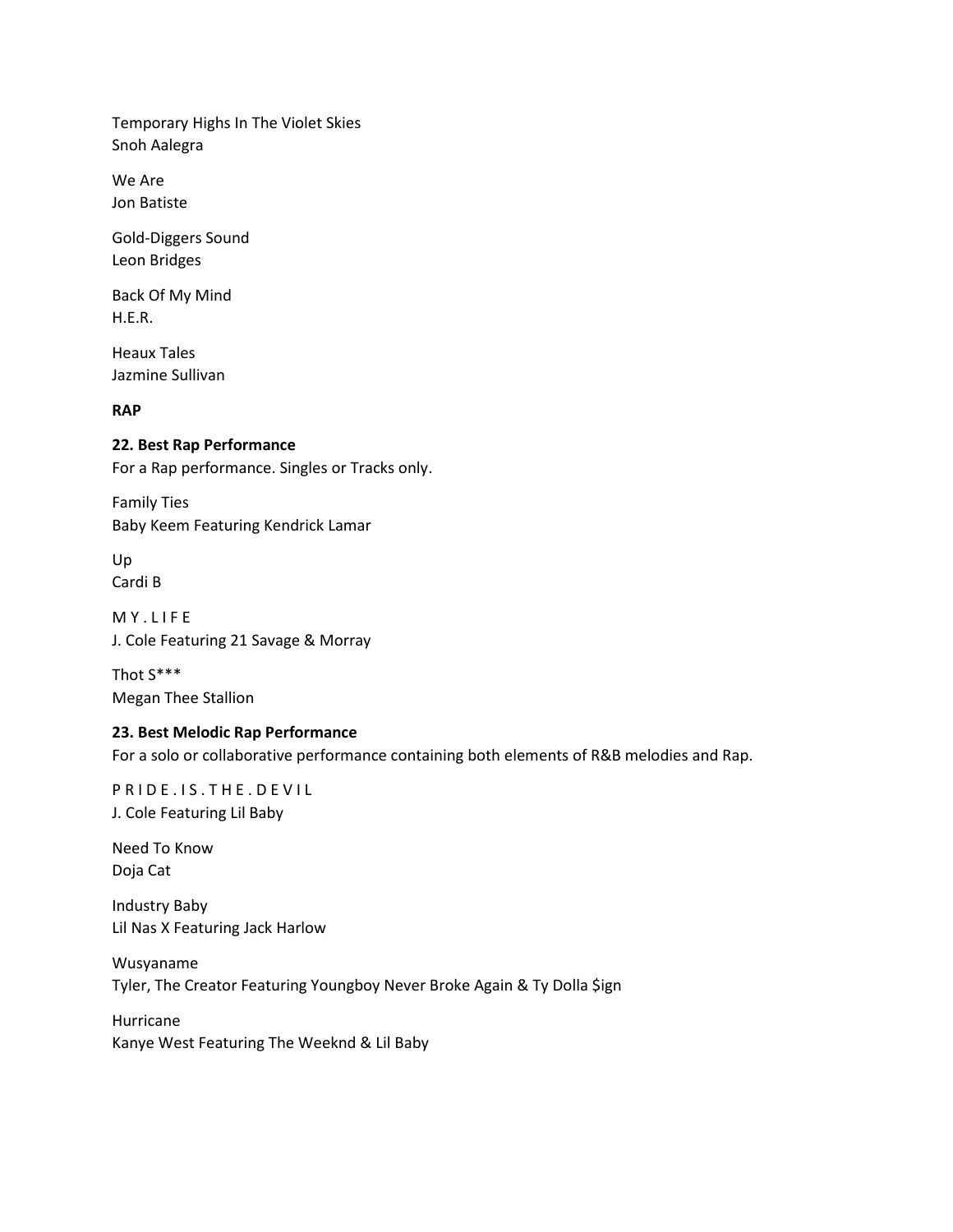Temporary Highs In The Violet Skies
Snoh Aalegra

We Are
Jon Batiste

Gold-Diggers Sound
Leon Bridges

Back Of My Mind
H.E.R.

Heaux Tales
Jazmine Sullivan

**RAP**

**22. Best Rap Performance**
For a Rap performance. Singles or Tracks only.

Family Ties
Baby Keem Featuring Kendrick Lamar

Up
Cardi B

M Y . L I F E
J. Cole Featuring 21 Savage & Morray

Thot S***
Megan Thee Stallion

**23. Best Melodic Rap Performance**
For a solo or collaborative performance containing both elements of R&B melodies and Rap.

P R I D E . I S . T H E . D E V I L
J. Cole Featuring Lil Baby

Need To Know
Doja Cat

Industry Baby
Lil Nas X Featuring Jack Harlow

Wusyaname
Tyler, The Creator Featuring Youngboy Never Broke Again & Ty Dolla $ign

Hurricane
Kanye West Featuring The Weeknd & Lil Baby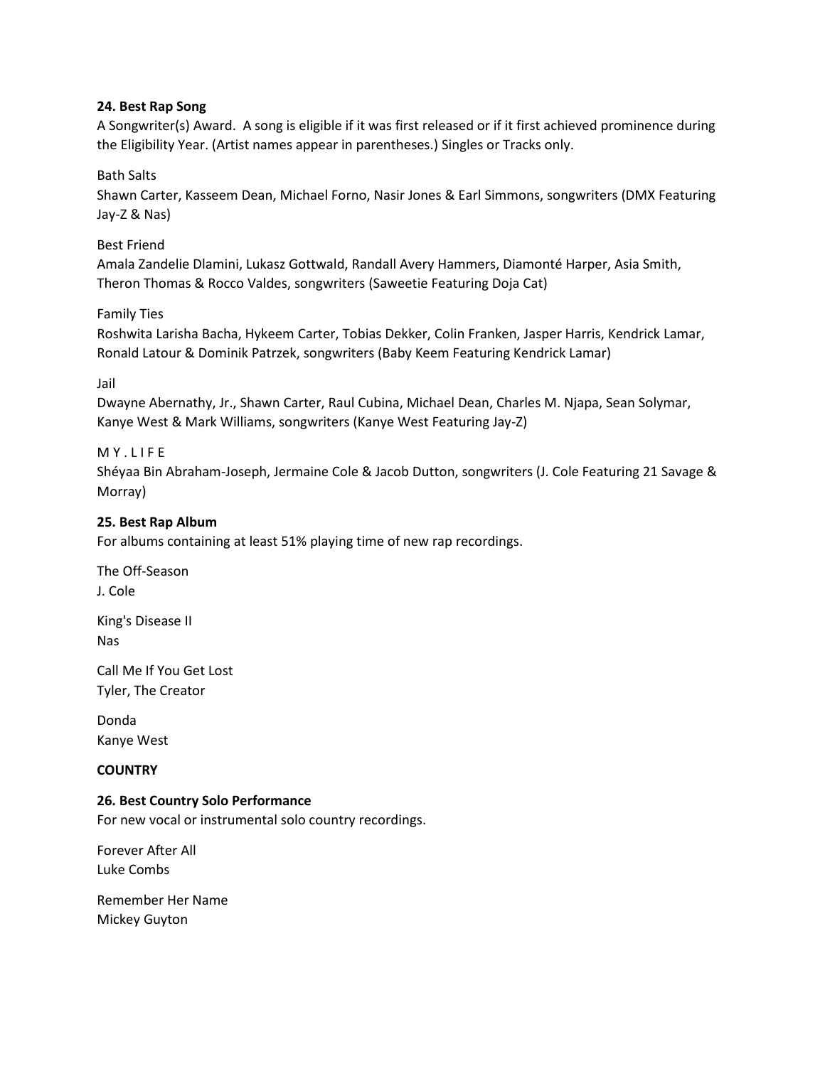**24. Best Rap Song**

A Songwriter(s) Award. A song is eligible if it was first released or if it first achieved prominence during the Eligibility Year. (Artist names appear in parentheses.) Singles or Tracks only.

Bath Salts
Shawn Carter, Kasseem Dean, Michael Forno, Nasir Jones & Earl Simmons, songwriters (DMX Featuring Jay-Z & Nas)

Best Friend
Amala Zandelie Dlamini, Lukasz Gottwald, Randall Avery Hammers, Diamonté Harper, Asia Smith, Theron Thomas & Rocco Valdes, songwriters (Saweetie Featuring Doja Cat)

Family Ties
Roshwita Larisha Bacha, Hykeem Carter, Tobias Dekker, Colin Franken, Jasper Harris, Kendrick Lamar, Ronald Latour & Dominik Patrzek, songwriters (Baby Keem Featuring Kendrick Lamar)

Jail
Dwayne Abernathy, Jr., Shawn Carter, Raul Cubina, Michael Dean, Charles M. Njapa, Sean Solymar, Kanye West & Mark Williams, songwriters (Kanye West Featuring Jay-Z)

M Y . L I F E
Shéyaa Bin Abraham-Joseph, Jermaine Cole & Jacob Dutton, songwriters (J. Cole Featuring 21 Savage & Morray)

**25. Best Rap Album**

For albums containing at least 51% playing time of new rap recordings.

The Off-Season
J. Cole

King's Disease II
Nas

Call Me If You Get Lost
Tyler, The Creator

Donda
Kanye West

**COUNTRY**

**26. Best Country Solo Performance**

For new vocal or instrumental solo country recordings.

Forever After All
Luke Combs

Remember Her Name
Mickey Guyton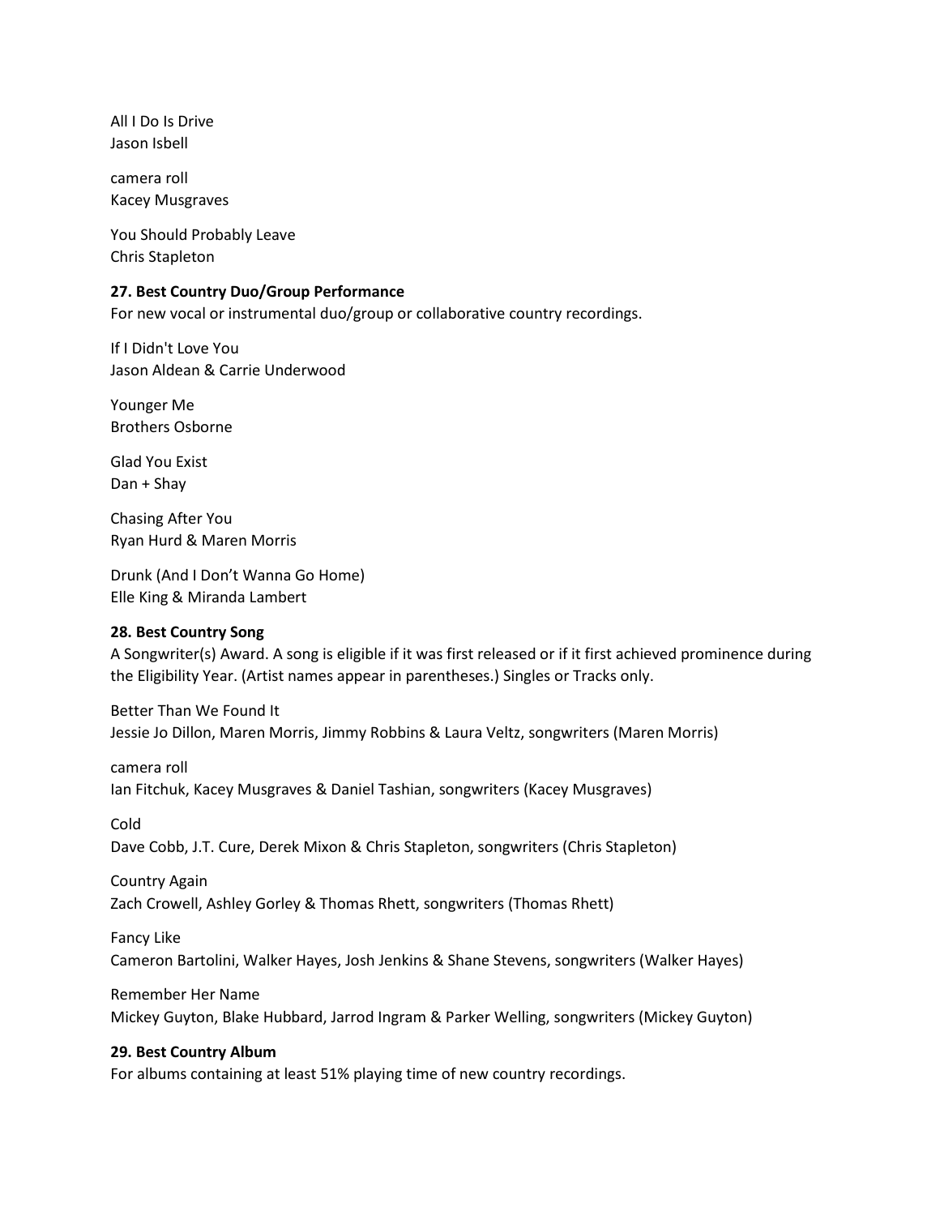All I Do Is Drive
Jason Isbell

camera roll
Kacey Musgraves

You Should Probably Leave
Chris Stapleton

**27. Best Country Duo/Group Performance**
For new vocal or instrumental duo/group or collaborative country recordings.

If I Didn't Love You
Jason Aldean & Carrie Underwood

Younger Me
Brothers Osborne

Glad You Exist
Dan + Shay

Chasing After You
Ryan Hurd & Maren Morris

Drunk (And I Don't Wanna Go Home)
Elle King & Miranda Lambert

**28. Best Country Song**
A Songwriter(s) Award. A song is eligible if it was first released or if it first achieved prominence during the Eligibility Year. (Artist names appear in parentheses.) Singles or Tracks only.

Better Than We Found It
Jessie Jo Dillon, Maren Morris, Jimmy Robbins & Laura Veltz, songwriters (Maren Morris)

camera roll
Ian Fitchuk, Kacey Musgraves & Daniel Tashian, songwriters (Kacey Musgraves)

Cold
Dave Cobb, J.T. Cure, Derek Mixon & Chris Stapleton, songwriters (Chris Stapleton)

Country Again
Zach Crowell, Ashley Gorley & Thomas Rhett, songwriters (Thomas Rhett)

Fancy Like
Cameron Bartolini, Walker Hayes, Josh Jenkins & Shane Stevens, songwriters (Walker Hayes)

Remember Her Name
Mickey Guyton, Blake Hubbard, Jarrod Ingram & Parker Welling, songwriters (Mickey Guyton)

**29. Best Country Album**
For albums containing at least 51% playing time of new country recordings.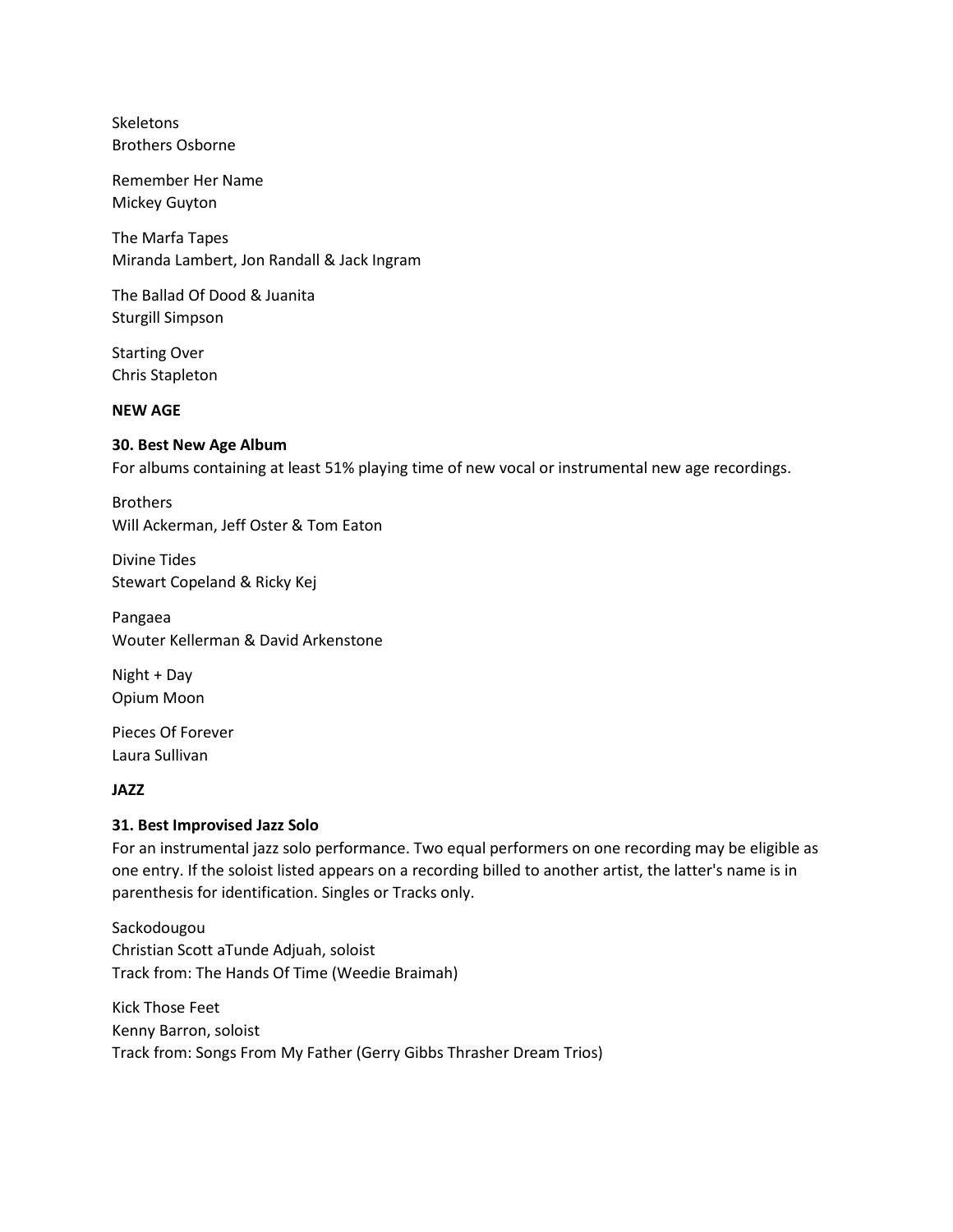Skeletons
Brothers Osborne

Remember Her Name
Mickey Guyton

The Marfa Tapes
Miranda Lambert, Jon Randall & Jack Ingram

The Ballad Of Dood & Juanita
Sturgill Simpson

Starting Over
Chris Stapleton

**NEW AGE**

**30. Best New Age Album**
For albums containing at least 51% playing time of new vocal or instrumental new age recordings.

Brothers
Will Ackerman, Jeff Oster & Tom Eaton

Divine Tides
Stewart Copeland & Ricky Kej

Pangaea
Wouter Kellerman & David Arkenstone

Night + Day
Opium Moon

Pieces Of Forever
Laura Sullivan

**JAZZ**

**31. Best Improvised Jazz Solo**
For an instrumental jazz solo performance. Two equal performers on one recording may be eligible as one entry. If the soloist listed appears on a recording billed to another artist, the latter's name is in parenthesis for identification. Singles or Tracks only.

Sackodougou
Christian Scott aTunde Adjuah, soloist
Track from: The Hands Of Time (Weedie Braimah)

Kick Those Feet
Kenny Barron, soloist
Track from: Songs From My Father (Gerry Gibbs Thrasher Dream Trios)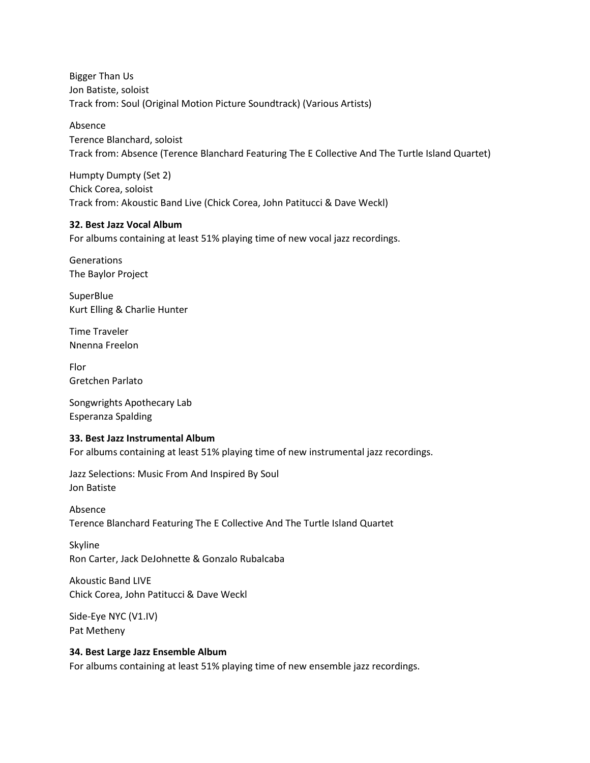Bigger Than Us
Jon Batiste, soloist
Track from: Soul (Original Motion Picture Soundtrack) (Various Artists)

Absence
Terence Blanchard, soloist
Track from: Absence (Terence Blanchard Featuring The E Collective And The Turtle Island Quartet)

Humpty Dumpty (Set 2)
Chick Corea, soloist
Track from: Akoustic Band Live (Chick Corea, John Patitucci & Dave Weckl)

**32. Best Jazz Vocal Album**
For albums containing at least 51% playing time of new vocal jazz recordings.

Generations
The Baylor Project

SuperBlue
Kurt Elling & Charlie Hunter

Time Traveler
Nnenna Freelon

Flor
Gretchen Parlato

Songwrights Apothecary Lab
Esperanza Spalding

**33. Best Jazz Instrumental Album**
For albums containing at least 51% playing time of new instrumental jazz recordings.

Jazz Selections: Music From And Inspired By Soul
Jon Batiste

Absence
Terence Blanchard Featuring The E Collective And The Turtle Island Quartet

Skyline
Ron Carter, Jack DeJohnette & Gonzalo Rubalcaba

Akoustic Band LIVE
Chick Corea, John Patitucci & Dave Weckl

Side-Eye NYC (V1.IV)
Pat Metheny

**34. Best Large Jazz Ensemble Album**
For albums containing at least 51% playing time of new ensemble jazz recordings.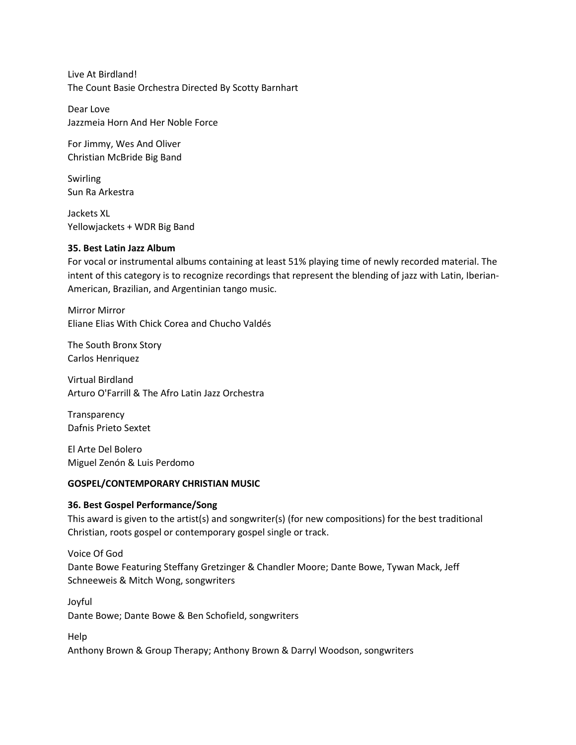Live At Birdland!
The Count Basie Orchestra Directed By Scotty Barnhart

Dear Love
Jazzmeia Horn And Her Noble Force

For Jimmy, Wes And Oliver
Christian McBride Big Band

Swirling
Sun Ra Arkestra

Jackets XL
Yellowjackets + WDR Big Band

**35. Best Latin Jazz Album**
For vocal or instrumental albums containing at least 51% playing time of newly recorded material. The intent of this category is to recognize recordings that represent the blending of jazz with Latin, Iberian-American, Brazilian, and Argentinian tango music.

Mirror Mirror
Eliane Elias With Chick Corea and Chucho Valdés

The South Bronx Story
Carlos Henriquez

Virtual Birdland
Arturo O'Farrill & The Afro Latin Jazz Orchestra

Transparency
Dafnis Prieto Sextet

El Arte Del Bolero
Miguel Zenón & Luis Perdomo

**GOSPEL/CONTEMPORARY CHRISTIAN MUSIC**

**36. Best Gospel Performance/Song**
This award is given to the artist(s) and songwriter(s) (for new compositions) for the best traditional Christian, roots gospel or contemporary gospel single or track.

Voice Of God
Dante Bowe Featuring Steffany Gretzinger & Chandler Moore; Dante Bowe, Tywan Mack, Jeff Schneeweis & Mitch Wong, songwriters

Joyful
Dante Bowe; Dante Bowe & Ben Schofield, songwriters

Help
Anthony Brown & Group Therapy; Anthony Brown & Darryl Woodson, songwriters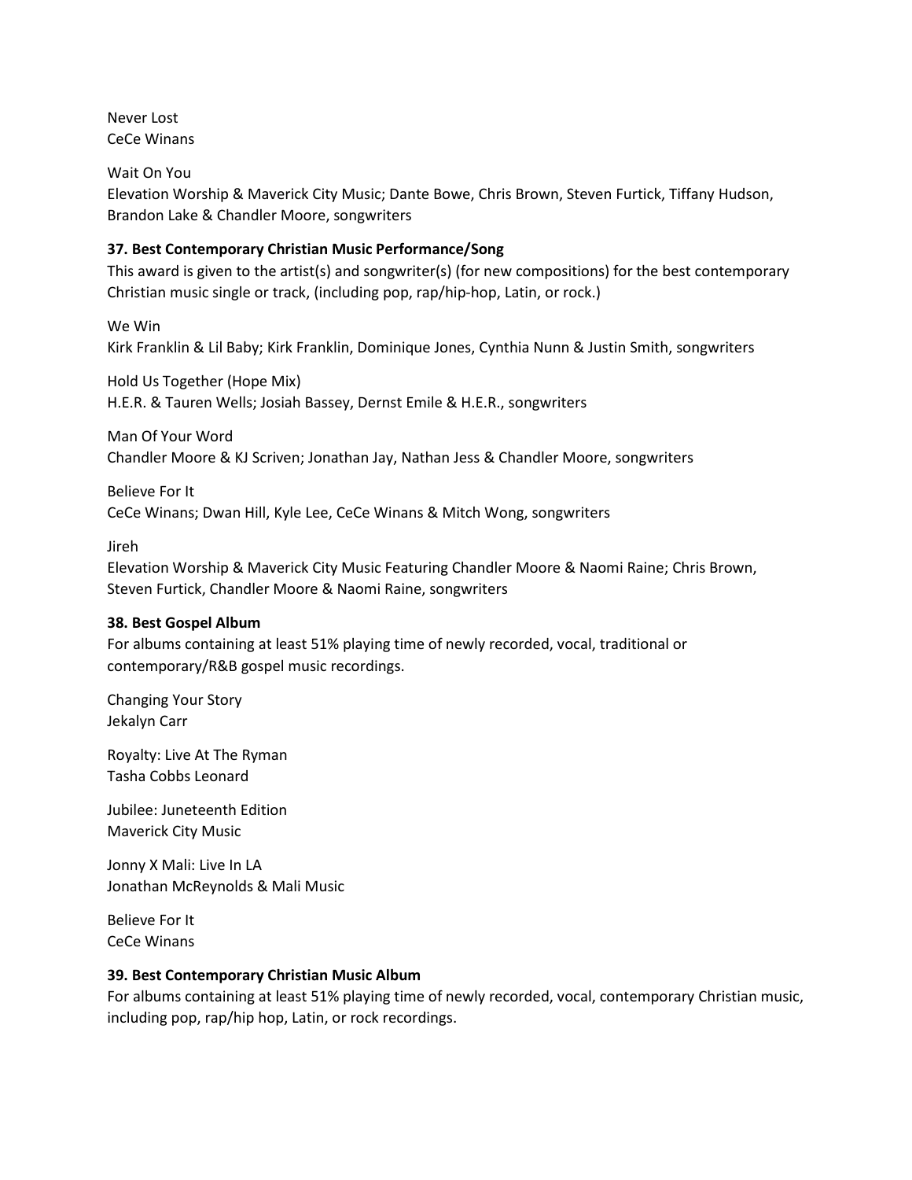Never Lost
CeCe Winans

Wait On You
Elevation Worship & Maverick City Music; Dante Bowe, Chris Brown, Steven Furtick, Tiffany Hudson, Brandon Lake & Chandler Moore, songwriters

**37. Best Contemporary Christian Music Performance/Song**

This award is given to the artist(s) and songwriter(s) (for new compositions) for the best contemporary Christian music single or track, (including pop, rap/hip-hop, Latin, or rock.)

We Win
Kirk Franklin & Lil Baby; Kirk Franklin, Dominique Jones, Cynthia Nunn & Justin Smith, songwriters

Hold Us Together (Hope Mix)
H.E.R. & Tauren Wells; Josiah Bassey, Dernst Emile & H.E.R., songwriters

Man Of Your Word
Chandler Moore & KJ Scriven; Jonathan Jay, Nathan Jess & Chandler Moore, songwriters

Believe For It
CeCe Winans; Dwan Hill, Kyle Lee, CeCe Winans & Mitch Wong, songwriters

Jireh
Elevation Worship & Maverick City Music Featuring Chandler Moore & Naomi Raine; Chris Brown, Steven Furtick, Chandler Moore & Naomi Raine, songwriters

**38. Best Gospel Album**

For albums containing at least 51% playing time of newly recorded, vocal, traditional or contemporary/R&B gospel music recordings.

Changing Your Story
Jekalyn Carr

Royalty: Live At The Ryman
Tasha Cobbs Leonard

Jubilee: Juneteenth Edition
Maverick City Music

Jonny X Mali: Live In LA
Jonathan McReynolds & Mali Music

Believe For It
CeCe Winans

**39. Best Contemporary Christian Music Album**

For albums containing at least 51% playing time of newly recorded, vocal, contemporary Christian music, including pop, rap/hip hop, Latin, or rock recordings.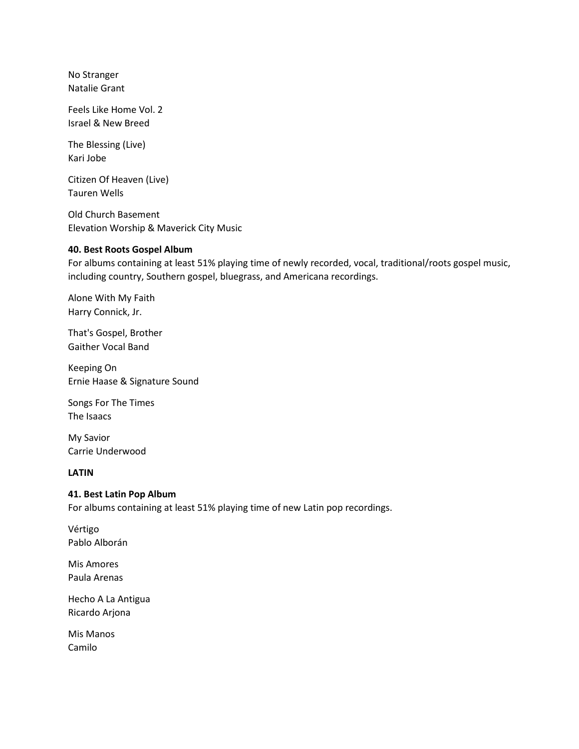No Stranger
Natalie Grant

Feels Like Home Vol. 2
Israel & New Breed

The Blessing (Live)
Kari Jobe

Citizen Of Heaven (Live)
Tauren Wells

Old Church Basement
Elevation Worship & Maverick City Music

**40. Best Roots Gospel Album**
For albums containing at least 51% playing time of newly recorded, vocal, traditional/roots gospel music, including country, Southern gospel, bluegrass, and Americana recordings.

Alone With My Faith
Harry Connick, Jr.

That's Gospel, Brother
Gaither Vocal Band

Keeping On
Ernie Haase & Signature Sound

Songs For The Times
The Isaacs

My Savior
Carrie Underwood

**LATIN**

**41. Best Latin Pop Album**
For albums containing at least 51% playing time of new Latin pop recordings.

Vértigo
Pablo Alborán

Mis Amores
Paula Arenas

Hecho A La Antigua
Ricardo Arjona

Mis Manos
Camilo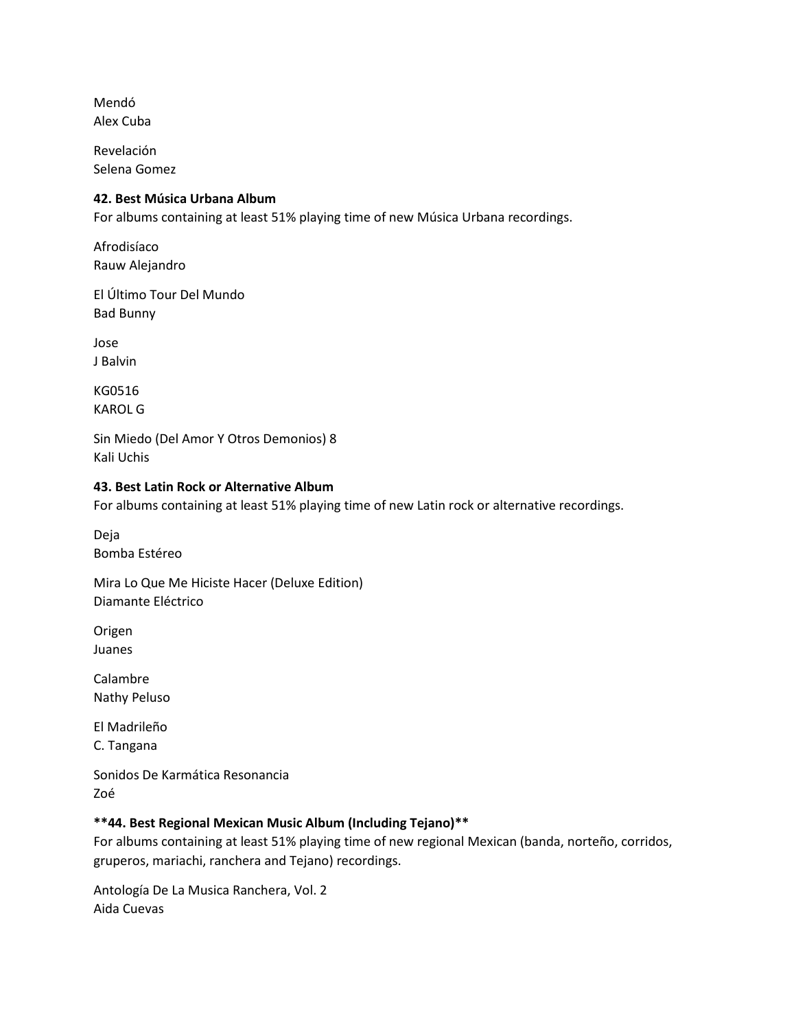Mendó
Alex Cuba

Revelación
Selena Gomez

**42. Best Música Urbana Album**
For albums containing at least 51% playing time of new Música Urbana recordings.

Afrodisíaco
Rauw Alejandro

El Último Tour Del Mundo
Bad Bunny

Jose
J Balvin

KG0516
KAROL G

Sin Miedo (Del Amor Y Otros Demonios) 8
Kali Uchis

**43. Best Latin Rock or Alternative Album**
For albums containing at least 51% playing time of new Latin rock or alternative recordings.

Deja
Bomba Estéreo

Mira Lo Que Me Hiciste Hacer (Deluxe Edition)
Diamante Eléctrico

Origen
Juanes

Calambre
Nathy Peluso

El Madrileño
C. Tangana

Sonidos De Karmática Resonancia
Zoé

**44. Best Regional Mexican Music Album (Including Tejano)**
For albums containing at least 51% playing time of new regional Mexican (banda, norteño, corridos, gruperos, mariachi, ranchera and Tejano) recordings.

Antología De La Musica Ranchera, Vol. 2
Aida Cuevas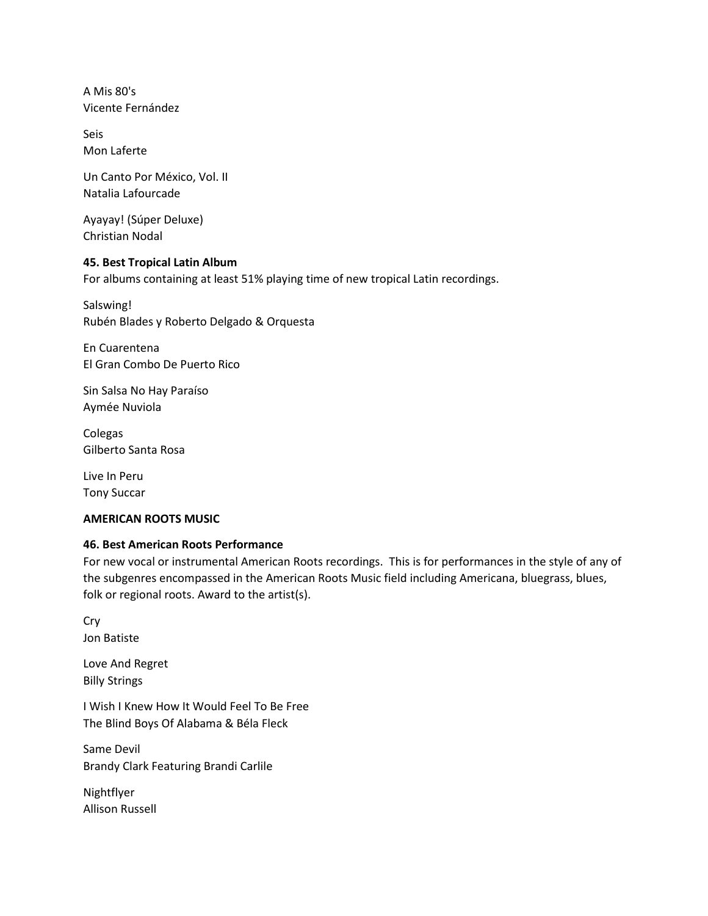A Mis 80's
Vicente Fernández

Seis
Mon Laferte

Un Canto Por México, Vol. II
Natalia Lafourcade

Ayayay! (Súper Deluxe)
Christian Nodal

**45. Best Tropical Latin Album**
For albums containing at least 51% playing time of new tropical Latin recordings.

Salswing!
Rubén Blades y Roberto Delgado & Orquesta

En Cuarentena
El Gran Combo De Puerto Rico

Sin Salsa No Hay Paraíso
Aymée Nuviola

Colegas
Gilberto Santa Rosa

Live In Peru
Tony Succar

**AMERICAN ROOTS MUSIC**

**46. Best American Roots Performance**
For new vocal or instrumental American Roots recordings. This is for performances in the style of any of the subgenres encompassed in the American Roots Music field including Americana, bluegrass, blues, folk or regional roots. Award to the artist(s).

Cry
Jon Batiste

Love And Regret
Billy Strings

I Wish I Knew How It Would Feel To Be Free
The Blind Boys Of Alabama & Béla Fleck

Same Devil
Brandy Clark Featuring Brandi Carlile

Nightflyer
Allison Russell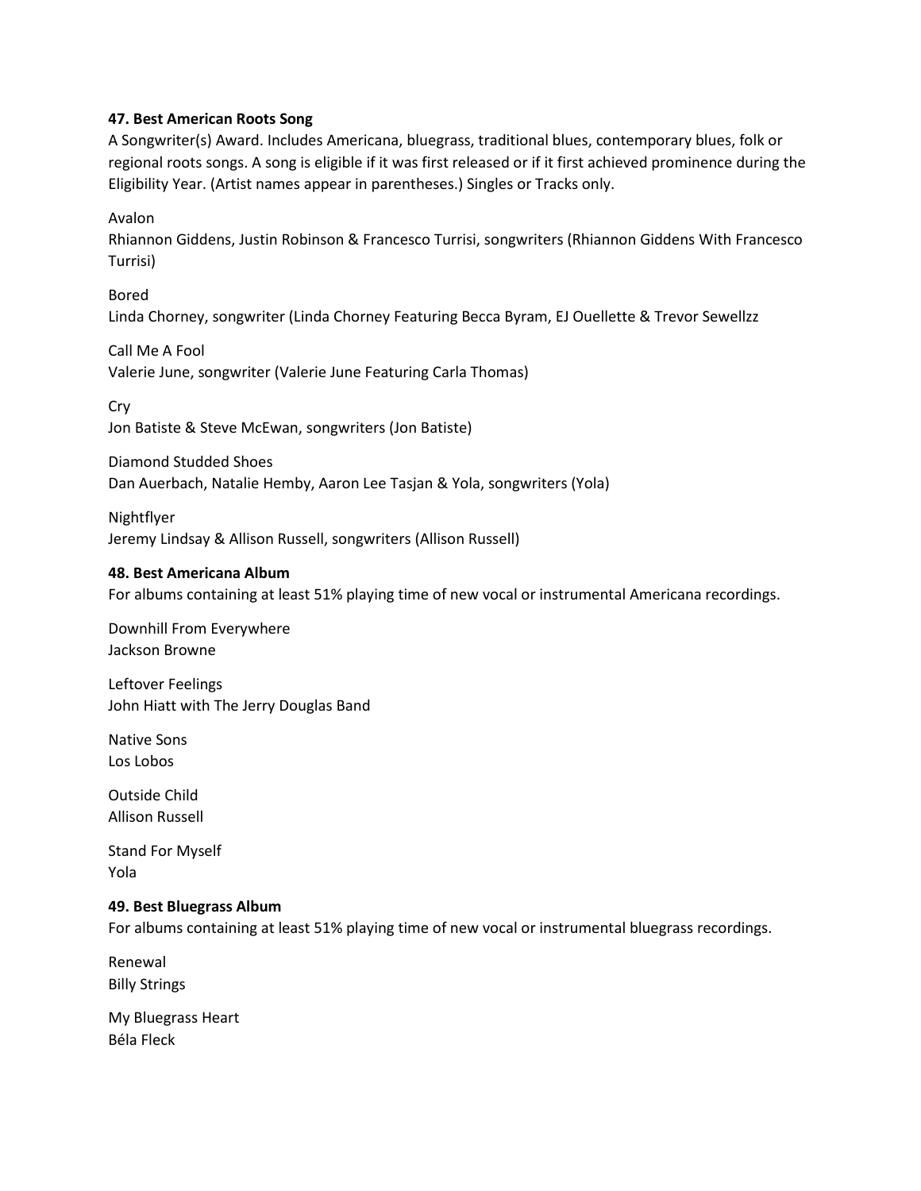**47. Best American Roots Song**

A Songwriter(s) Award. Includes Americana, bluegrass, traditional blues, contemporary blues, folk or regional roots songs. A song is eligible if it was first released or if it first achieved prominence during the Eligibility Year. (Artist names appear in parentheses.) Singles or Tracks only.

Avalon
Rhiannon Giddens, Justin Robinson & Francesco Turrisi, songwriters (Rhiannon Giddens With Francesco Turrisi)

Bored
Linda Chorney, songwriter (Linda Chorney Featuring Becca Byram, EJ Ouellette & Trevor Sewellzz

Call Me A Fool
Valerie June, songwriter (Valerie June Featuring Carla Thomas)

Cry
Jon Batiste & Steve McEwan, songwriters (Jon Batiste)

Diamond Studded Shoes
Dan Auerbach, Natalie Hemby, Aaron Lee Tasjan & Yola, songwriters (Yola)

Nightflyer
Jeremy Lindsay & Allison Russell, songwriters (Allison Russell)

**48. Best Americana Album**

For albums containing at least 51% playing time of new vocal or instrumental Americana recordings.

Downhill From Everywhere
Jackson Browne

Leftover Feelings
John Hiatt with The Jerry Douglas Band

Native Sons
Los Lobos

Outside Child
Allison Russell

Stand For Myself
Yola

**49. Best Bluegrass Album**

For albums containing at least 51% playing time of new vocal or instrumental bluegrass recordings.

Renewal
Billy Strings

My Bluegrass Heart
Béla Fleck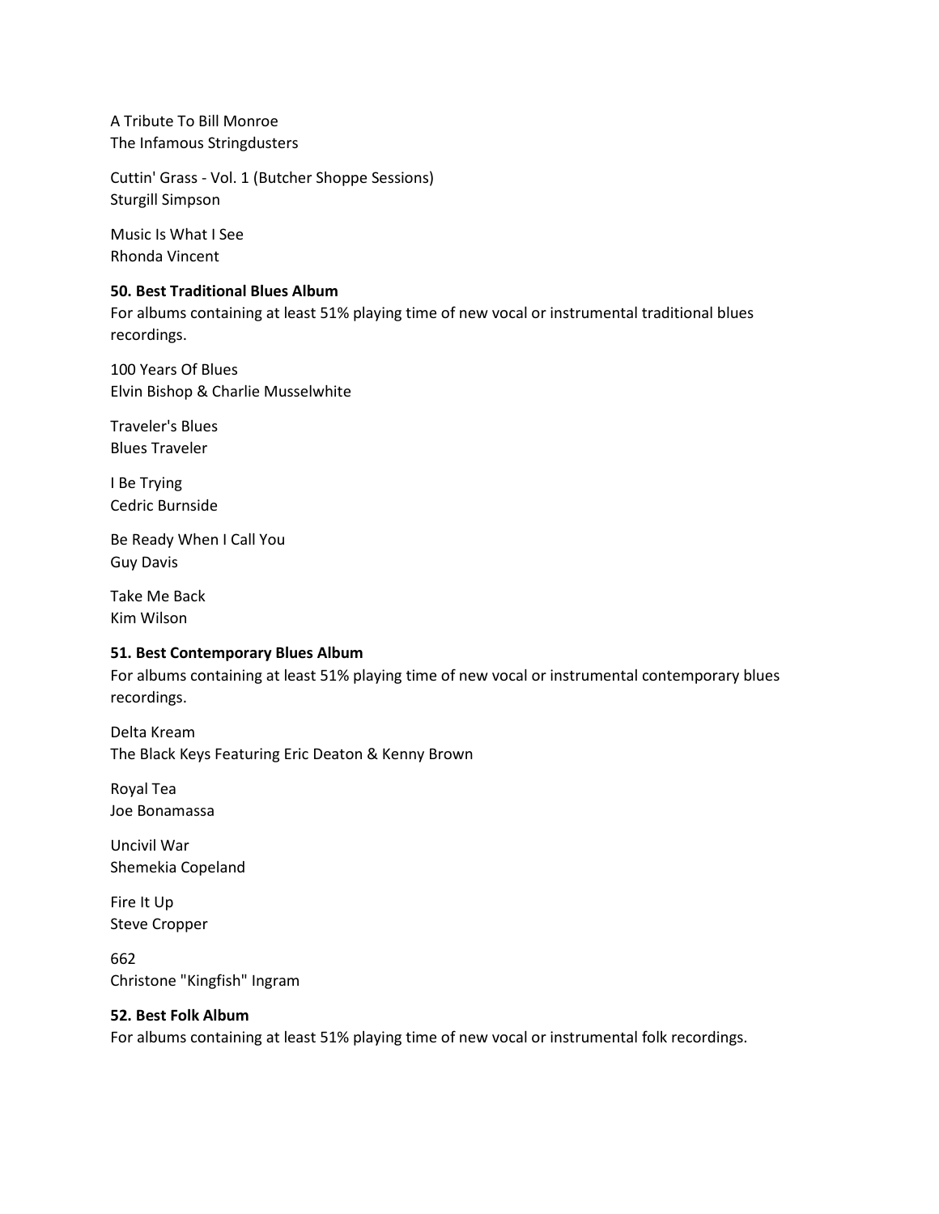A Tribute To Bill Monroe
The Infamous Stringdusters

Cuttin' Grass - Vol. 1 (Butcher Shoppe Sessions)
Sturgill Simpson

Music Is What I See
Rhonda Vincent

**50. Best Traditional Blues Album**
For albums containing at least 51% playing time of new vocal or instrumental traditional blues recordings.

100 Years Of Blues
Elvin Bishop & Charlie Musselwhite

Traveler's Blues
Blues Traveler

I Be Trying
Cedric Burnside

Be Ready When I Call You
Guy Davis

Take Me Back
Kim Wilson

**51. Best Contemporary Blues Album**
For albums containing at least 51% playing time of new vocal or instrumental contemporary blues recordings.

Delta Kream
The Black Keys Featuring Eric Deaton & Kenny Brown

Royal Tea
Joe Bonamassa

Uncivil War
Shemekia Copeland

Fire It Up
Steve Cropper

662
Christone "Kingfish" Ingram

**52. Best Folk Album**
For albums containing at least 51% playing time of new vocal or instrumental folk recordings.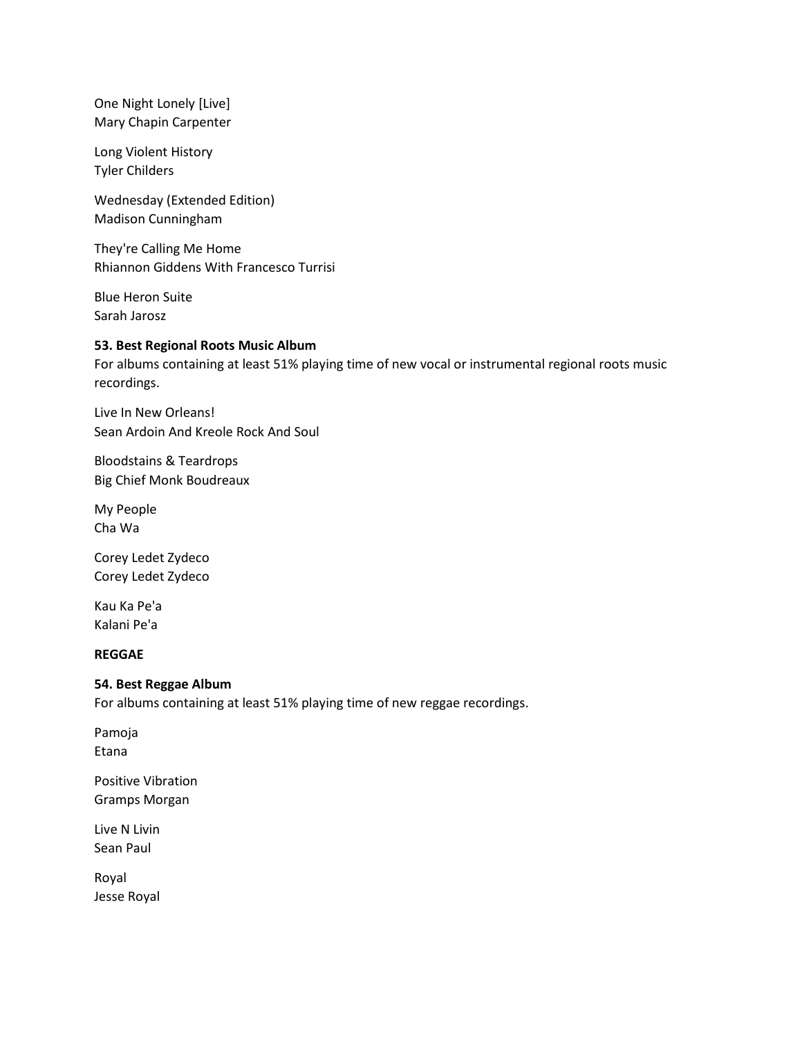One Night Lonely [Live]
Mary Chapin Carpenter

Long Violent History
Tyler Childers

Wednesday (Extended Edition)
Madison Cunningham

They're Calling Me Home
Rhiannon Giddens With Francesco Turrisi

Blue Heron Suite
Sarah Jarosz

**53. Best Regional Roots Music Album**
For albums containing at least 51% playing time of new vocal or instrumental regional roots music recordings.

Live In New Orleans!
Sean Ardoin And Kreole Rock And Soul

Bloodstains & Teardrops
Big Chief Monk Boudreaux

My People
Cha Wa

Corey Ledet Zydeco
Corey Ledet Zydeco

Kau Ka Pe'a
Kalani Pe'a

**REGGAE**

**54. Best Reggae Album**
For albums containing at least 51% playing time of new reggae recordings.

Pamoja
Etana

Positive Vibration
Gramps Morgan

Live N Livin
Sean Paul

Royal
Jesse Royal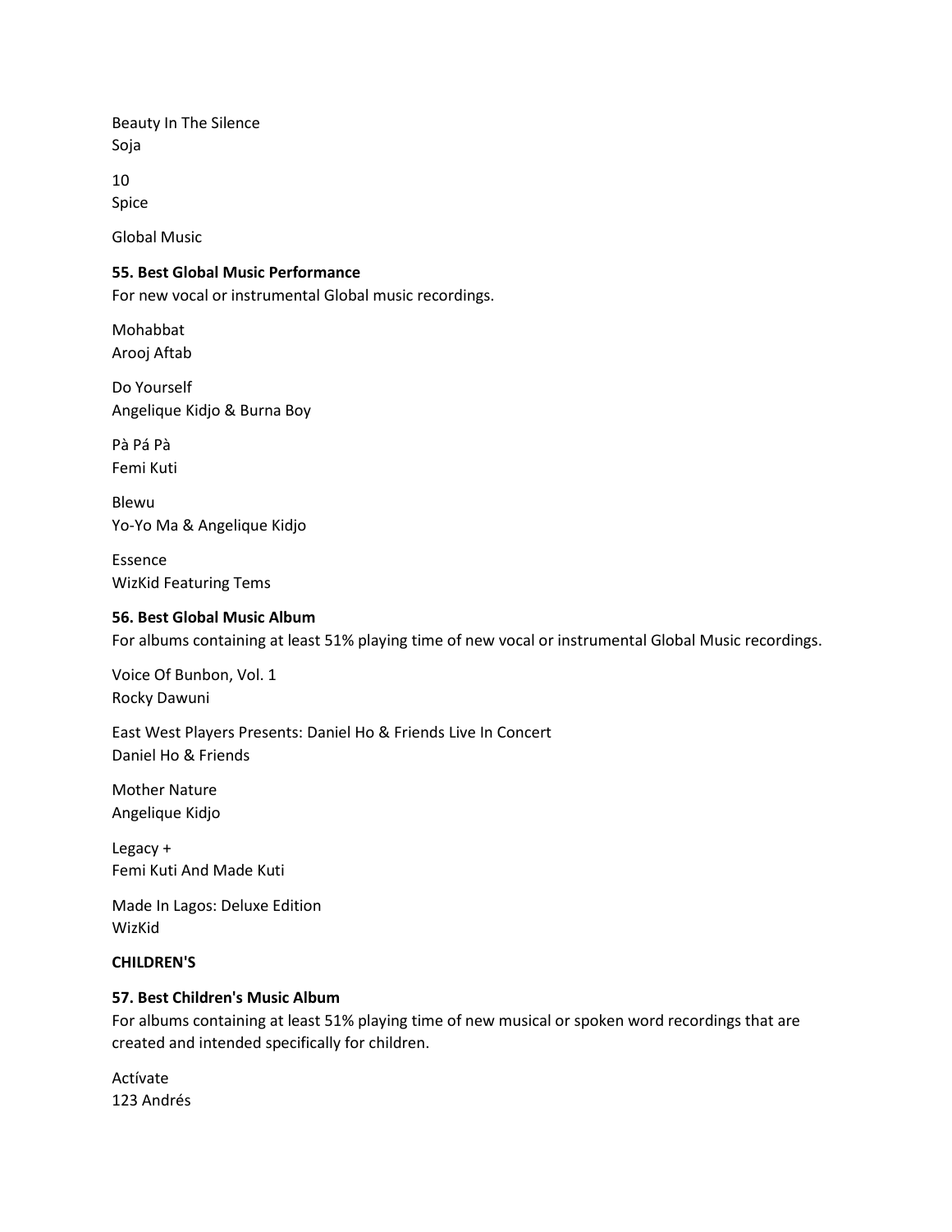Beauty In The Silence
Soja

10
Spice

Global Music

**55. Best Global Music Performance**
For new vocal or instrumental Global music recordings.

Mohabbat
Arooj Aftab

Do Yourself
Angelique Kidjo & Burna Boy

Pà Pá Pà
Femi Kuti

Blewu
Yo-Yo Ma & Angelique Kidjo

Essence
WizKid Featuring Tems

**56. Best Global Music Album**
For albums containing at least 51% playing time of new vocal or instrumental Global Music recordings.

Voice Of Bunbon, Vol. 1
Rocky Dawuni

East West Players Presents: Daniel Ho & Friends Live In Concert
Daniel Ho & Friends

Mother Nature
Angelique Kidjo

Legacy +
Femi Kuti And Made Kuti

Made In Lagos: Deluxe Edition
WizKid

**CHILDREN'S**

**57. Best Children's Music Album**
For albums containing at least 51% playing time of new musical or spoken word recordings that are created and intended specifically for children.

Actívate
123 Andrés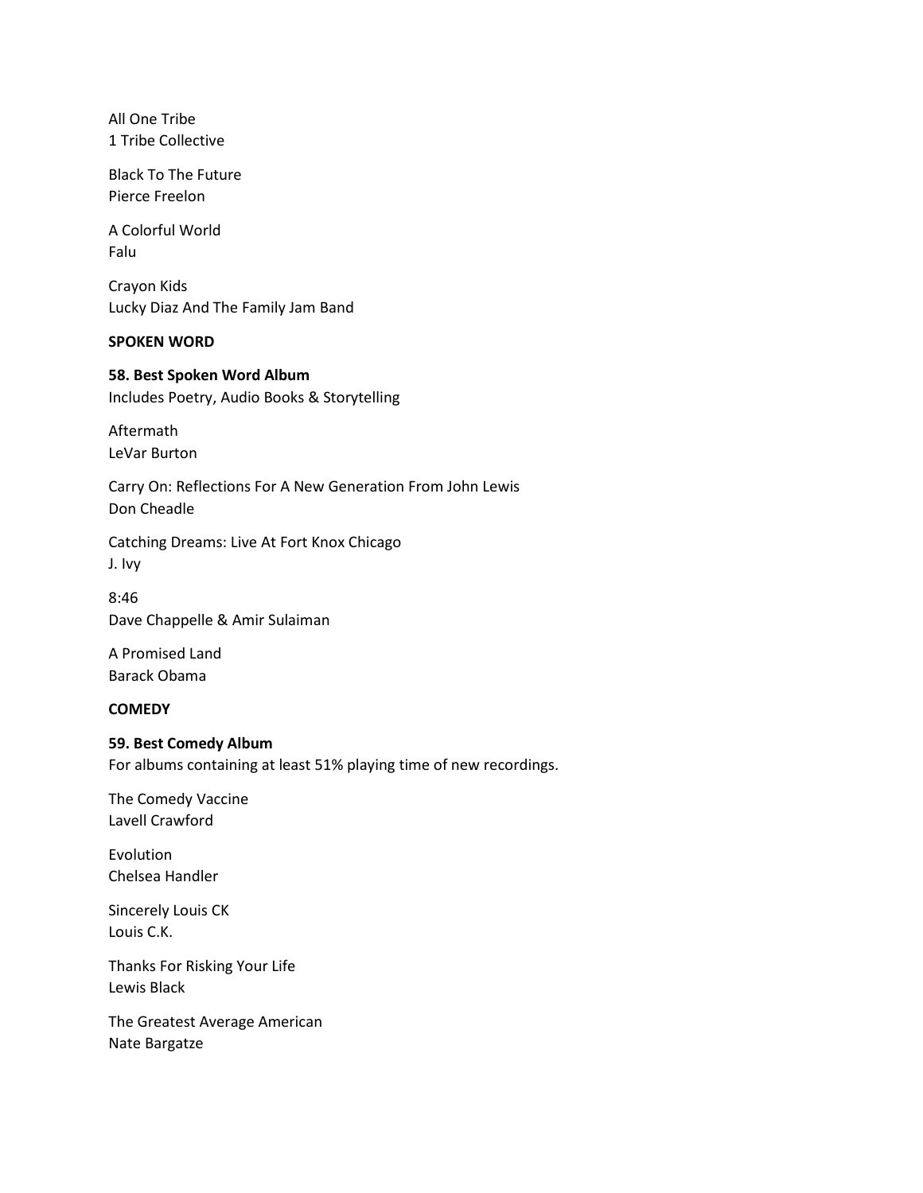All One Tribe
1 Tribe Collective

Black To The Future
Pierce Freelon

A Colorful World
Falu

Crayon Kids
Lucky Diaz And The Family Jam Band

**SPOKEN WORD**

**58. Best Spoken Word Album**
Includes Poetry, Audio Books & Storytelling

Aftermath
LeVar Burton

Carry On: Reflections For A New Generation From John Lewis
Don Cheadle

Catching Dreams: Live At Fort Knox Chicago
J. Ivy

8:46
Dave Chappelle & Amir Sulaiman

A Promised Land
Barack Obama

**COMEDY**

**59. Best Comedy Album**
For albums containing at least 51% playing time of new recordings.

The Comedy Vaccine
Lavell Crawford

Evolution
Chelsea Handler

Sincerely Louis CK
Louis C.K.

Thanks For Risking Your Life
Lewis Black

The Greatest Average American
Nate Bargatze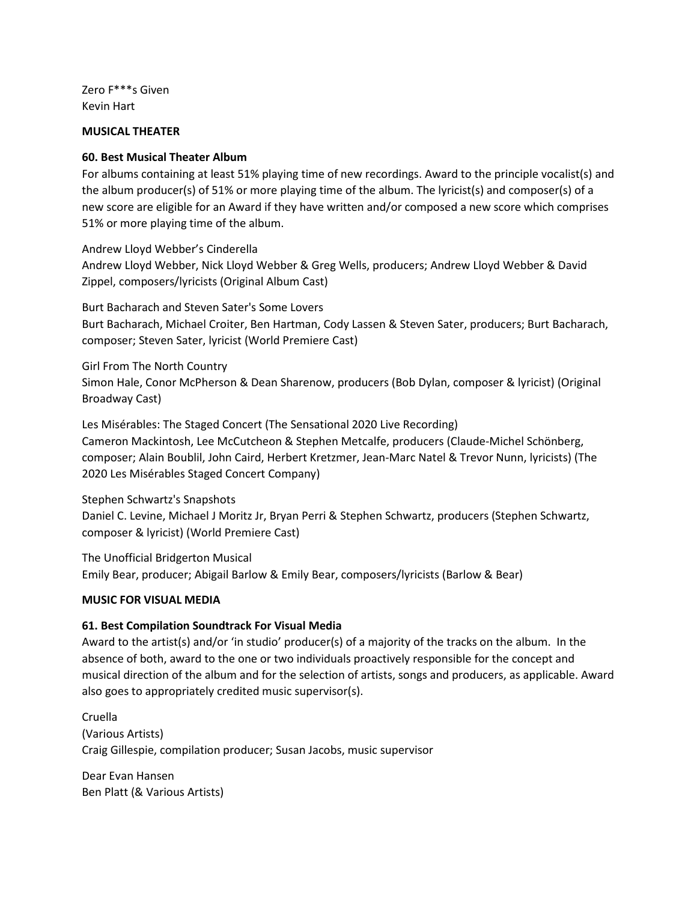Zero F***s Given
Kevin Hart

**MUSICAL THEATER**

**60. Best Musical Theater Album**
For albums containing at least 51% playing time of new recordings. Award to the principle vocalist(s) and the album producer(s) of 51% or more playing time of the album. The lyricist(s) and composer(s) of a new score are eligible for an Award if they have written and/or composed a new score which comprises 51% or more playing time of the album.

Andrew Lloyd Webber's Cinderella
Andrew Lloyd Webber, Nick Lloyd Webber & Greg Wells, producers; Andrew Lloyd Webber & David Zippel, composers/lyricists (Original Album Cast)

Burt Bacharach and Steven Sater's Some Lovers
Burt Bacharach, Michael Croiter, Ben Hartman, Cody Lassen & Steven Sater, producers; Burt Bacharach, composer; Steven Sater, lyricist (World Premiere Cast)

Girl From The North Country
Simon Hale, Conor McPherson & Dean Sharenow, producers (Bob Dylan, composer & lyricist) (Original Broadway Cast)

Les Misérables: The Staged Concert (The Sensational 2020 Live Recording)
Cameron Mackintosh, Lee McCutcheon & Stephen Metcalfe, producers (Claude-Michel Schönberg, composer; Alain Boublil, John Caird, Herbert Kretzmer, Jean-Marc Natel & Trevor Nunn, lyricists) (The 2020 Les Misérables Staged Concert Company)

Stephen Schwartz's Snapshots
Daniel C. Levine, Michael J Moritz Jr, Bryan Perri & Stephen Schwartz, producers (Stephen Schwartz, composer & lyricist) (World Premiere Cast)

The Unofficial Bridgerton Musical
Emily Bear, producer; Abigail Barlow & Emily Bear, composers/lyricists (Barlow & Bear)

**MUSIC FOR VISUAL MEDIA**

**61. Best Compilation Soundtrack For Visual Media**
Award to the artist(s) and/or 'in studio' producer(s) of a majority of the tracks on the album. In the absence of both, award to the one or two individuals proactively responsible for the concept and musical direction of the album and for the selection of artists, songs and producers, as applicable. Award also goes to appropriately credited music supervisor(s).

Cruella
(Various Artists)
Craig Gillespie, compilation producer; Susan Jacobs, music supervisor

Dear Evan Hansen
Ben Platt (& Various Artists)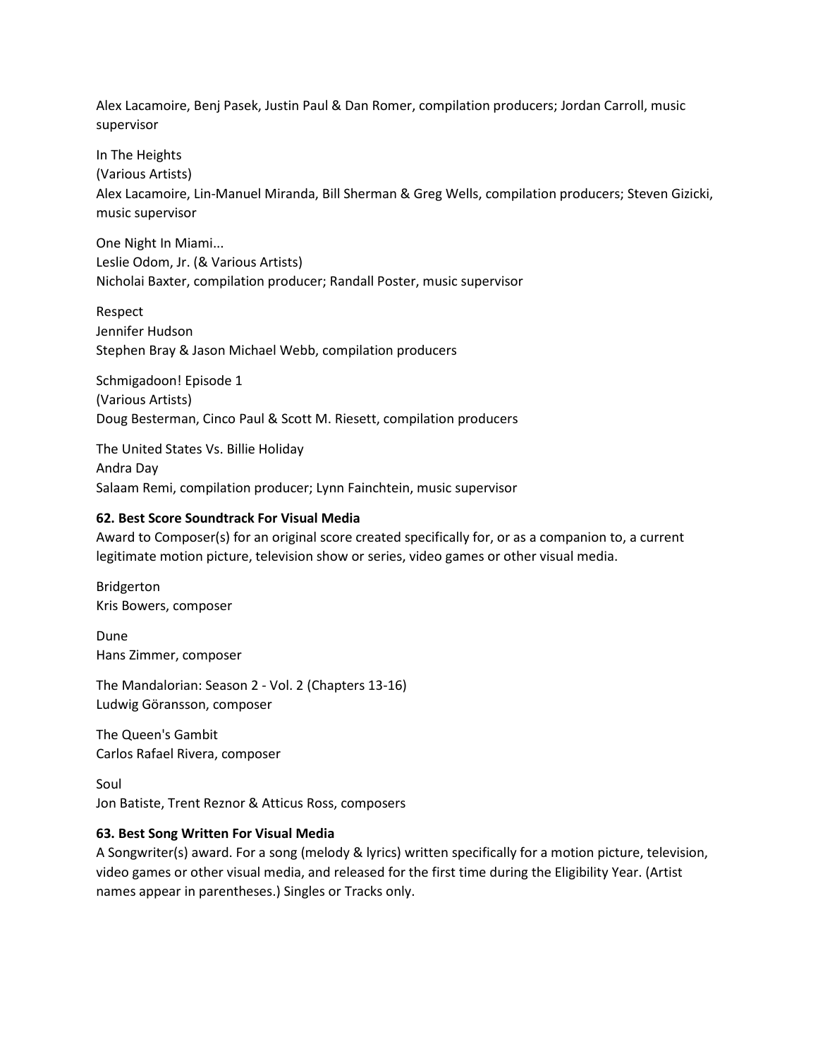Alex Lacamoire, Benj Pasek, Justin Paul & Dan Romer, compilation producers; Jordan Carroll, music supervisor

In The Heights
(Various Artists)
Alex Lacamoire, Lin-Manuel Miranda, Bill Sherman & Greg Wells, compilation producers; Steven Gizicki, music supervisor

One Night In Miami...
Leslie Odom, Jr. (& Various Artists)
Nicholai Baxter, compilation producer; Randall Poster, music supervisor

Respect
Jennifer Hudson
Stephen Bray & Jason Michael Webb, compilation producers

Schmigadoon! Episode 1
(Various Artists)
Doug Besterman, Cinco Paul & Scott M. Riesett, compilation producers

The United States Vs. Billie Holiday
Andra Day
Salaam Remi, compilation producer; Lynn Fainchtein, music supervisor

**62. Best Score Soundtrack For Visual Media**
Award to Composer(s) for an original score created specifically for, or as a companion to, a current legitimate motion picture, television show or series, video games or other visual media.

Bridgerton
Kris Bowers, composer

Dune
Hans Zimmer, composer

The Mandalorian: Season 2 - Vol. 2 (Chapters 13-16)
Ludwig Göransson, composer

The Queen's Gambit
Carlos Rafael Rivera, composer

Soul
Jon Batiste, Trent Reznor & Atticus Ross, composers

**63. Best Song Written For Visual Media**
A Songwriter(s) award. For a song (melody & lyrics) written specifically for a motion picture, television, video games or other visual media, and released for the first time during the Eligibility Year. (Artist names appear in parentheses.) Singles or Tracks only.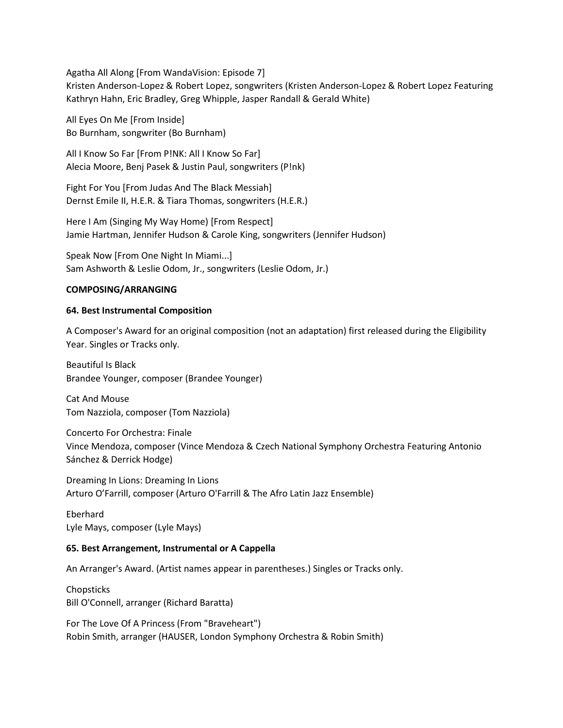Agatha All Along [From WandaVision: Episode 7]
Kristen Anderson-Lopez & Robert Lopez, songwriters (Kristen Anderson-Lopez & Robert Lopez Featuring Kathryn Hahn, Eric Bradley, Greg Whipple, Jasper Randall & Gerald White)

All Eyes On Me [From Inside]
Bo Burnham, songwriter (Bo Burnham)

All I Know So Far [From P!NK: All I Know So Far]
Alecia Moore, Benj Pasek & Justin Paul, songwriters (P!nk)

Fight For You [From Judas And The Black Messiah]
Dernst Emile II, H.E.R. & Tiara Thomas, songwriters (H.E.R.)

Here I Am (Singing My Way Home) [From Respect]
Jamie Hartman, Jennifer Hudson & Carole King, songwriters (Jennifer Hudson)

Speak Now [From One Night In Miami...]
Sam Ashworth & Leslie Odom, Jr., songwriters (Leslie Odom, Jr.)

**COMPOSING/ARRANGING**

**64. Best Instrumental Composition**

A Composer's Award for an original composition (not an adaptation) first released during the Eligibility Year. Singles or Tracks only.

Beautiful Is Black
Brandee Younger, composer (Brandee Younger)

Cat And Mouse
Tom Nazziola, composer (Tom Nazziola)

Concerto For Orchestra: Finale
Vince Mendoza, composer (Vince Mendoza & Czech National Symphony Orchestra Featuring Antonio Sánchez & Derrick Hodge)

Dreaming In Lions: Dreaming In Lions
Arturo O'Farrill, composer (Arturo O'Farrill & The Afro Latin Jazz Ensemble)

Eberhard
Lyle Mays, composer (Lyle Mays)

**65. Best Arrangement, Instrumental or A Cappella**

An Arranger's Award. (Artist names appear in parentheses.) Singles or Tracks only.

Chopsticks
Bill O'Connell, arranger (Richard Baratta)

For The Love Of A Princess (From "Braveheart")
Robin Smith, arranger (HAUSER, London Symphony Orchestra & Robin Smith)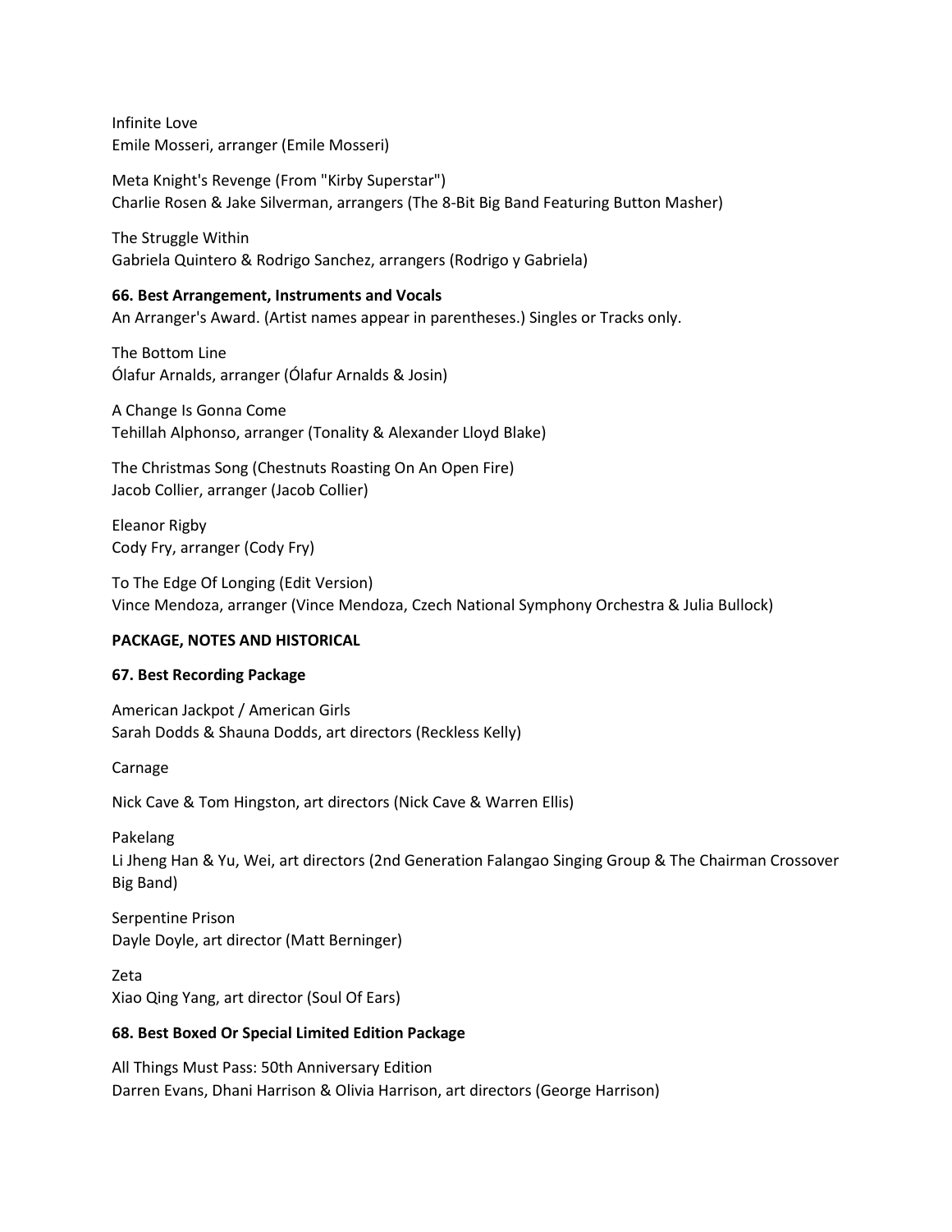Infinite Love
Emile Mosseri, arranger (Emile Mosseri)

Meta Knight's Revenge (From "Kirby Superstar")
Charlie Rosen & Jake Silverman, arrangers (The 8-Bit Big Band Featuring Button Masher)

The Struggle Within
Gabriela Quintero & Rodrigo Sanchez, arrangers (Rodrigo y Gabriela)

**66. Best Arrangement, Instruments and Vocals**
An Arranger's Award. (Artist names appear in parentheses.) Singles or Tracks only.

The Bottom Line
Ólafur Arnalds, arranger (Ólafur Arnalds & Josin)

A Change Is Gonna Come
Tehillah Alphonso, arranger (Tonality & Alexander Lloyd Blake)

The Christmas Song (Chestnuts Roasting On An Open Fire)
Jacob Collier, arranger (Jacob Collier)

Eleanor Rigby
Cody Fry, arranger (Cody Fry)

To The Edge Of Longing (Edit Version)
Vince Mendoza, arranger (Vince Mendoza, Czech National Symphony Orchestra & Julia Bullock)

**PACKAGE, NOTES AND HISTORICAL**

**67. Best Recording Package**

American Jackpot / American Girls
Sarah Dodds & Shauna Dodds, art directors (Reckless Kelly)

Carnage

Nick Cave & Tom Hingston, art directors (Nick Cave & Warren Ellis)

Pakelang
Li Jheng Han & Yu, Wei, art directors (2nd Generation Falangao Singing Group & The Chairman Crossover Big Band)

Serpentine Prison
Dayle Doyle, art director (Matt Berninger)

Zeta
Xiao Qing Yang, art director (Soul Of Ears)

**68. Best Boxed Or Special Limited Edition Package**

All Things Must Pass: 50th Anniversary Edition
Darren Evans, Dhani Harrison & Olivia Harrison, art directors (George Harrison)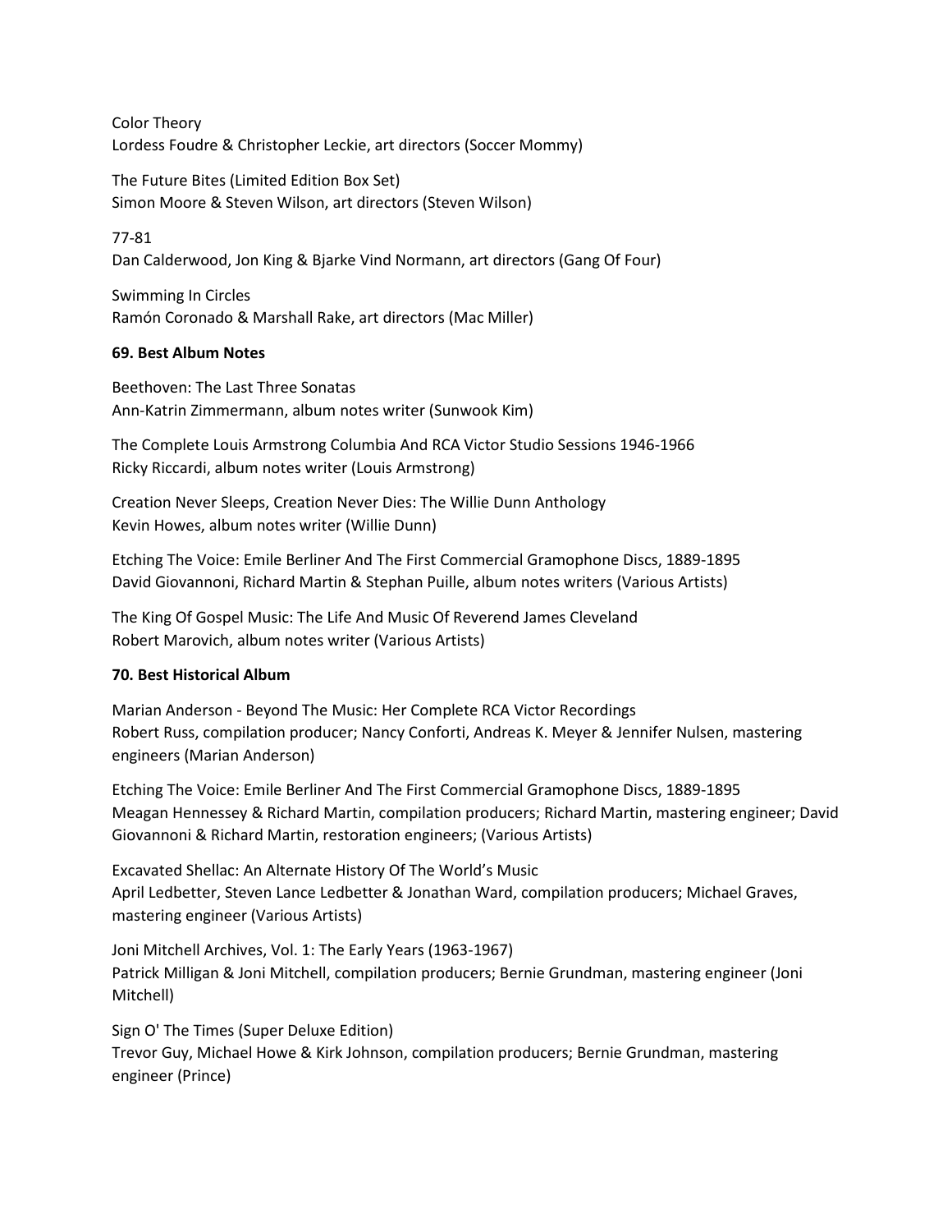Color Theory
Lordess Foudre & Christopher Leckie, art directors (Soccer Mommy)

The Future Bites (Limited Edition Box Set)
Simon Moore & Steven Wilson, art directors (Steven Wilson)

77-81
Dan Calderwood, Jon King & Bjarke Vind Normann, art directors (Gang Of Four)

Swimming In Circles
Ramón Coronado & Marshall Rake, art directors (Mac Miller)

**69. Best Album Notes**

Beethoven: The Last Three Sonatas
Ann-Katrin Zimmermann, album notes writer (Sunwook Kim)

The Complete Louis Armstrong Columbia And RCA Victor Studio Sessions 1946-1966
Ricky Riccardi, album notes writer (Louis Armstrong)

Creation Never Sleeps, Creation Never Dies: The Willie Dunn Anthology
Kevin Howes, album notes writer (Willie Dunn)

Etching The Voice: Emile Berliner And The First Commercial Gramophone Discs, 1889-1895
David Giovannoni, Richard Martin & Stephan Puille, album notes writers (Various Artists)

The King Of Gospel Music: The Life And Music Of Reverend James Cleveland
Robert Marovich, album notes writer (Various Artists)

**70. Best Historical Album**

Marian Anderson - Beyond The Music: Her Complete RCA Victor Recordings
Robert Russ, compilation producer; Nancy Conforti, Andreas K. Meyer & Jennifer Nulsen, mastering engineers (Marian Anderson)

Etching The Voice: Emile Berliner And The First Commercial Gramophone Discs, 1889-1895
Meagan Hennessey & Richard Martin, compilation producers; Richard Martin, mastering engineer; David Giovannoni & Richard Martin, restoration engineers; (Various Artists)

Excavated Shellac: An Alternate History Of The World's Music
April Ledbetter, Steven Lance Ledbetter & Jonathan Ward, compilation producers; Michael Graves, mastering engineer (Various Artists)

Joni Mitchell Archives, Vol. 1: The Early Years (1963-1967)
Patrick Milligan & Joni Mitchell, compilation producers; Bernie Grundman, mastering engineer (Joni Mitchell)

Sign O' The Times (Super Deluxe Edition)
Trevor Guy, Michael Howe & Kirk Johnson, compilation producers; Bernie Grundman, mastering engineer (Prince)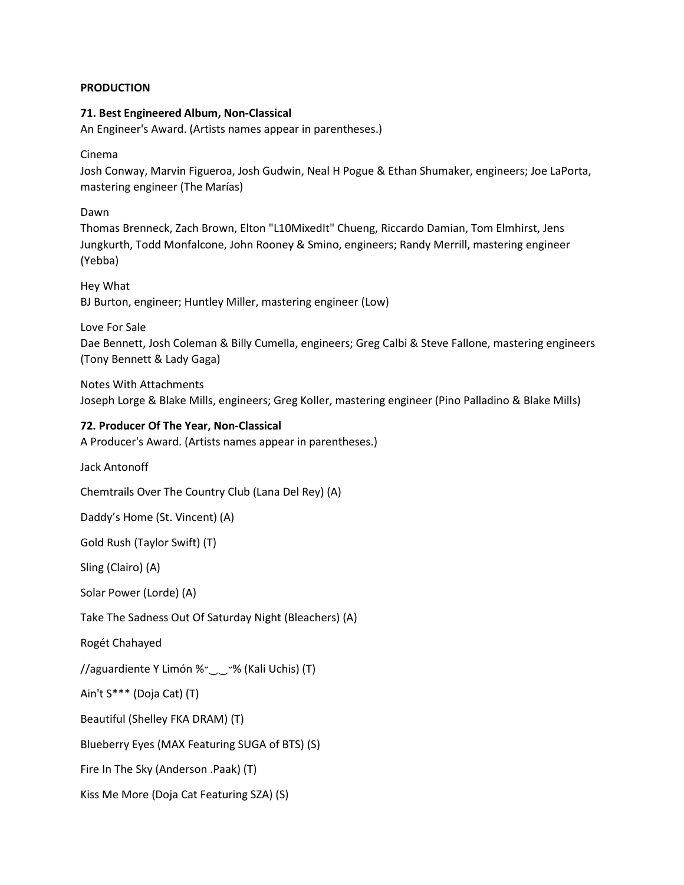**PRODUCTION**

**71. Best Engineered Album, Non-Classical**

An Engineer's Award. (Artists names appear in parentheses.)

Cinema

Josh Conway, Marvin Figueroa, Josh Gudwin, Neal H Pogue & Ethan Shumaker, engineers; Joe LaPorta, mastering engineer (The Marías)

Dawn

Thomas Brenneck, Zach Brown, Elton "L10MixedIt" Chueng, Riccardo Damian, Tom Elmhirst, Jens Jungkurth, Todd Monfalcone, John Rooney & Smino, engineers; Randy Merrill, mastering engineer (Yebba)

Hey What

BJ Burton, engineer; Huntley Miller, mastering engineer (Low)

Love For Sale

Dae Bennett, Josh Coleman & Billy Cumella, engineers; Greg Calbi & Steve Fallone, mastering engineers (Tony Bennett & Lady Gaga)

Notes With Attachments

Joseph Lorge & Blake Mills, engineers; Greg Koller, mastering engineer (Pino Palladino & Blake Mills)

**72. Producer Of The Year, Non-Classical**

A Producer's Award. (Artists names appear in parentheses.)

Jack Antonoff

Chemtrails Over The Country Club (Lana Del Rey) (A)

Daddy's Home (St. Vincent) (A)

Gold Rush (Taylor Swift) (T)

Sling (Clairo) (A)

Solar Power (Lorde) (A)

Take The Sadness Out Of Saturday Night (Bleachers) (A)

Rogét Chahayed

//aguardiente Y Limón %˘‿‿˘% (Kali Uchis) (T)

Ain't S*** (Doja Cat) (T)

Beautiful (Shelley FKA DRAM) (T)

Blueberry Eyes (MAX Featuring SUGA of BTS) (S)

Fire In The Sky (Anderson .Paak) (T)

Kiss Me More (Doja Cat Featuring SZA) (S)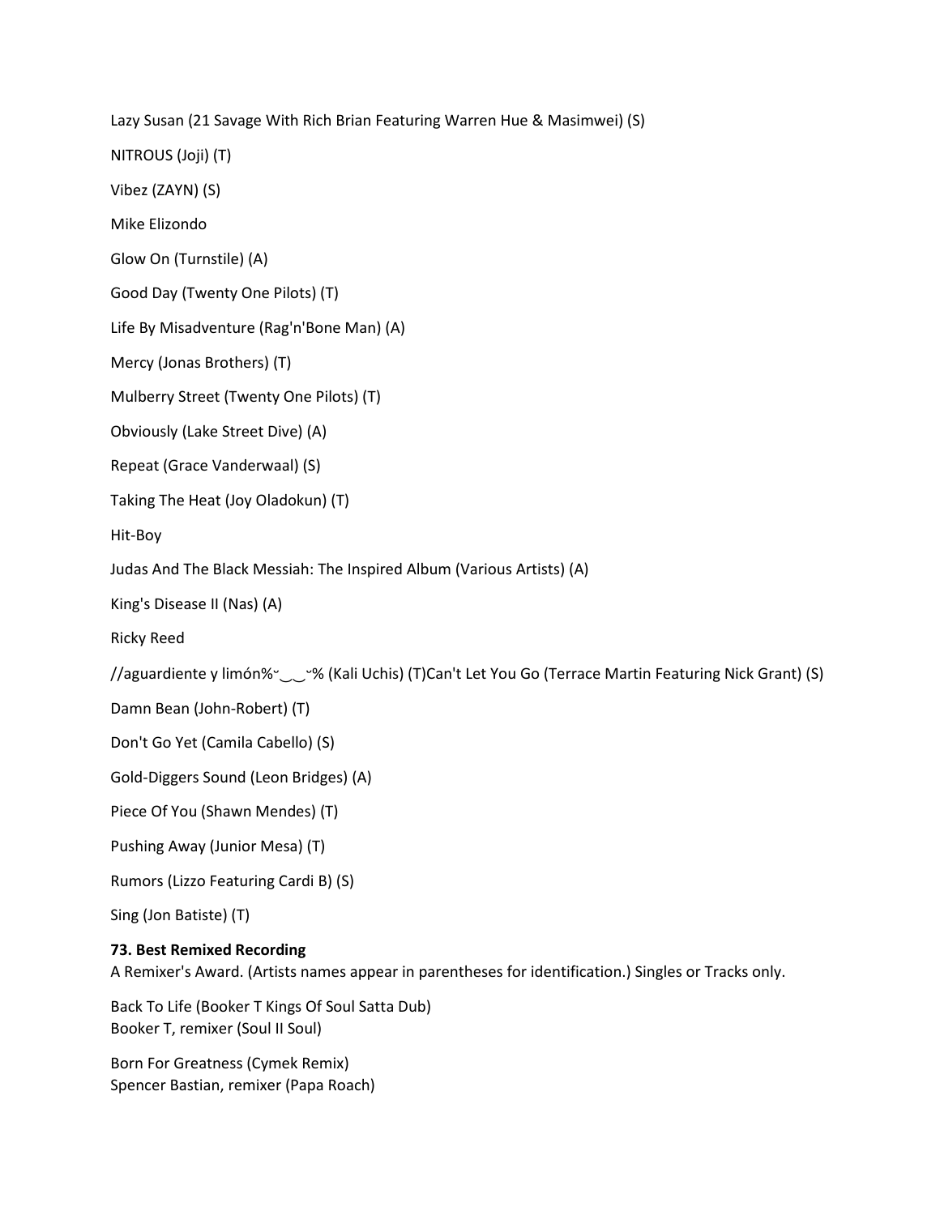Lazy Susan (21 Savage With Rich Brian Featuring Warren Hue & Masimwei) (S)

NITROUS (Joji) (T)

Vibez (ZAYN) (S)

Mike Elizondo

Glow On (Turnstile) (A)

Good Day (Twenty One Pilots) (T)

Life By Misadventure (Rag'n'Bone Man) (A)

Mercy (Jonas Brothers) (T)

Mulberry Street (Twenty One Pilots) (T)

Obviously (Lake Street Dive) (A)

Repeat (Grace Vanderwaal) (S)

Taking The Heat (Joy Oladokun) (T)

Hit-Boy

Judas And The Black Messiah: The Inspired Album (Various Artists) (A)

King's Disease II (Nas) (A)

Ricky Reed

//aguardiente y limón%˘‿‿˘% (Kali Uchis) (T)Can't Let You Go (Terrace Martin Featuring Nick Grant) (S)

Damn Bean (John-Robert) (T)

Don't Go Yet (Camila Cabello) (S)

Gold-Diggers Sound (Leon Bridges) (A)

Piece Of You (Shawn Mendes) (T)

Pushing Away (Junior Mesa) (T)

Rumors (Lizzo Featuring Cardi B) (S)

Sing (Jon Batiste) (T)

**73. Best Remixed Recording**
A Remixer's Award. (Artists names appear in parentheses for identification.) Singles or Tracks only.

Back To Life (Booker T Kings Of Soul Satta Dub)
Booker T, remixer (Soul II Soul)

Born For Greatness (Cymek Remix)
Spencer Bastian, remixer (Papa Roach)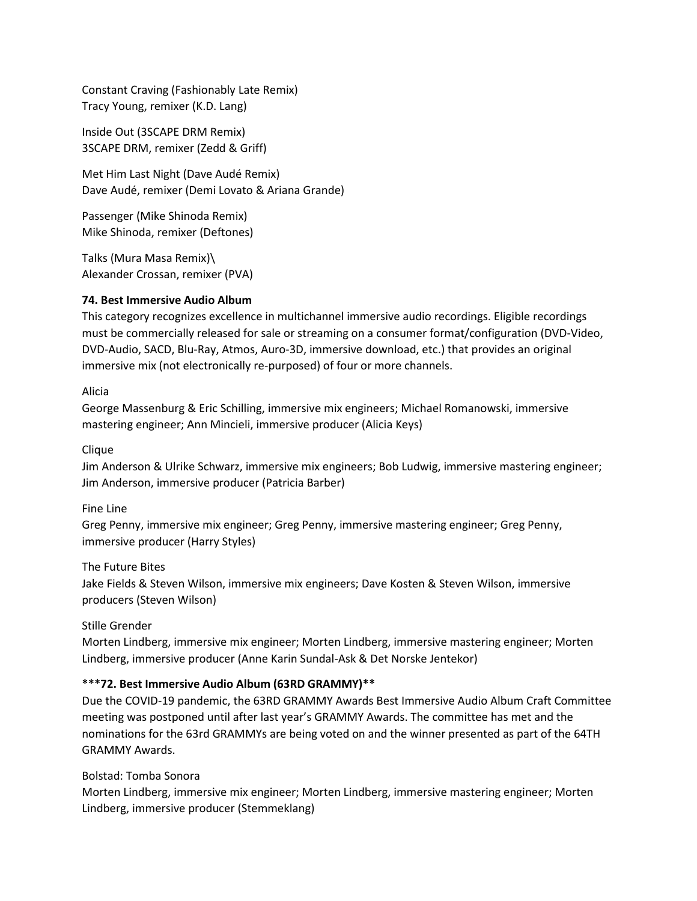Constant Craving (Fashionably Late Remix)
Tracy Young, remixer (K.D. Lang)

Inside Out (3SCAPE DRM Remix)
3SCAPE DRM, remixer (Zedd & Griff)

Met Him Last Night (Dave Audé Remix)
Dave Audé, remixer (Demi Lovato & Ariana Grande)

Passenger (Mike Shinoda Remix)
Mike Shinoda, remixer (Deftones)

Talks (Mura Masa Remix)\
Alexander Crossan, remixer (PVA)

**74. Best Immersive Audio Album**
This category recognizes excellence in multichannel immersive audio recordings. Eligible recordings must be commercially released for sale or streaming on a consumer format/configuration (DVD-Video, DVD-Audio, SACD, Blu-Ray, Atmos, Auro-3D, immersive download, etc.) that provides an original immersive mix (not electronically re-purposed) of four or more channels.

Alicia
George Massenburg & Eric Schilling, immersive mix engineers; Michael Romanowski, immersive mastering engineer; Ann Mincieli, immersive producer (Alicia Keys)

Clique
Jim Anderson & Ulrike Schwarz, immersive mix engineers; Bob Ludwig, immersive mastering engineer; Jim Anderson, immersive producer (Patricia Barber)

Fine Line
Greg Penny, immersive mix engineer; Greg Penny, immersive mastering engineer; Greg Penny, immersive producer (Harry Styles)

The Future Bites
Jake Fields & Steven Wilson, immersive mix engineers; Dave Kosten & Steven Wilson, immersive producers (Steven Wilson)

Stille Grender
Morten Lindberg, immersive mix engineer; Morten Lindberg, immersive mastering engineer; Morten Lindberg, immersive producer (Anne Karin Sundal-Ask & Det Norske Jentekor)

***72. Best Immersive Audio Album (63RD GRAMMY)**
Due the COVID-19 pandemic, the 63RD GRAMMY Awards Best Immersive Audio Album Craft Committee meeting was postponed until after last year's GRAMMY Awards. The committee has met and the nominations for the 63rd GRAMMYs are being voted on and the winner presented as part of the 64TH GRAMMY Awards.

Bolstad: Tomba Sonora
Morten Lindberg, immersive mix engineer; Morten Lindberg, immersive mastering engineer; Morten Lindberg, immersive producer (Stemmeklang)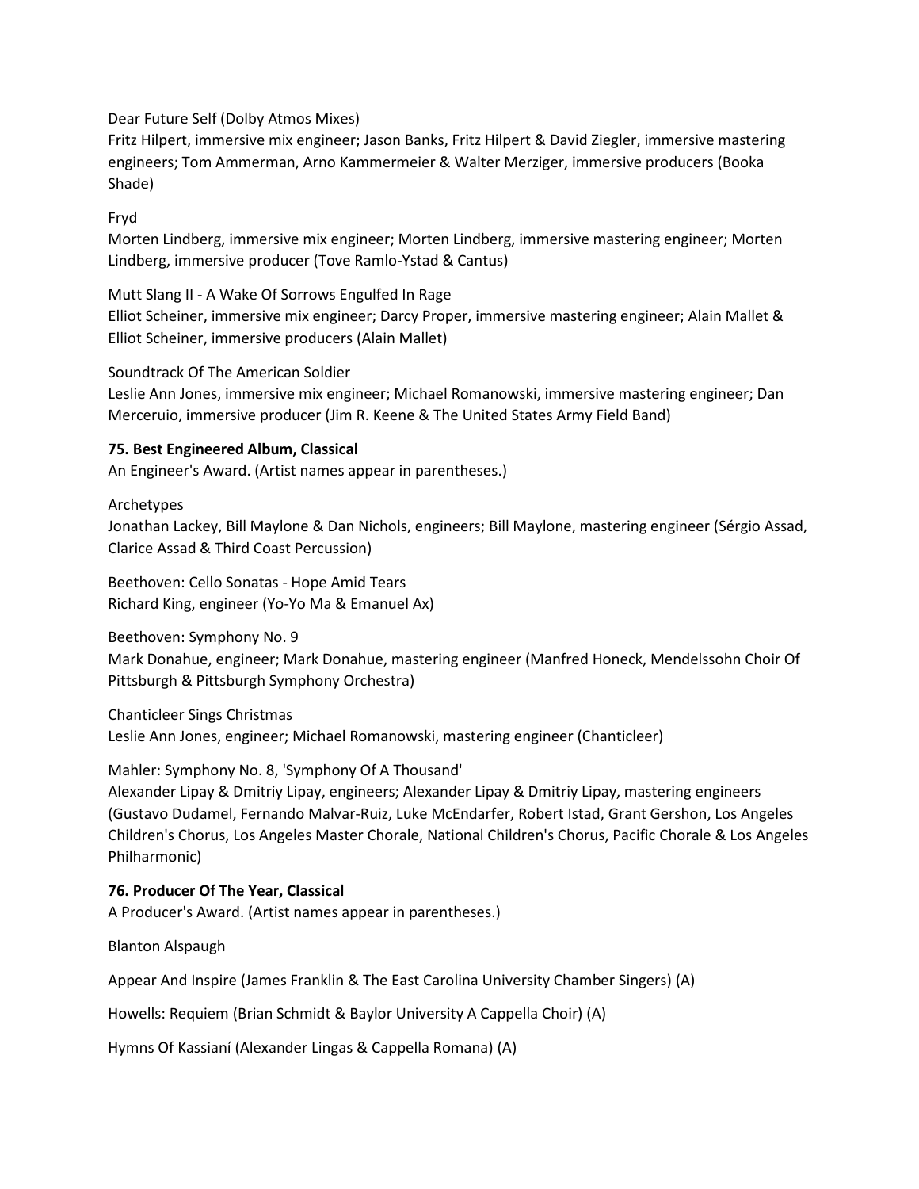Dear Future Self (Dolby Atmos Mixes)
Fritz Hilpert, immersive mix engineer; Jason Banks, Fritz Hilpert & David Ziegler, immersive mastering engineers; Tom Ammerman, Arno Kammermeier & Walter Merziger, immersive producers (Booka Shade)

Fryd
Morten Lindberg, immersive mix engineer; Morten Lindberg, immersive mastering engineer; Morten Lindberg, immersive producer (Tove Ramlo-Ystad & Cantus)

Mutt Slang II - A Wake Of Sorrows Engulfed In Rage
Elliot Scheiner, immersive mix engineer; Darcy Proper, immersive mastering engineer; Alain Mallet & Elliot Scheiner, immersive producers (Alain Mallet)

Soundtrack Of The American Soldier
Leslie Ann Jones, immersive mix engineer; Michael Romanowski, immersive mastering engineer; Dan Merceruio, immersive producer (Jim R. Keene & The United States Army Field Band)

**75. Best Engineered Album, Classical**
An Engineer's Award. (Artist names appear in parentheses.)

Archetypes
Jonathan Lackey, Bill Maylone & Dan Nichols, engineers; Bill Maylone, mastering engineer (Sérgio Assad, Clarice Assad & Third Coast Percussion)

Beethoven: Cello Sonatas - Hope Amid Tears
Richard King, engineer (Yo-Yo Ma & Emanuel Ax)

Beethoven: Symphony No. 9
Mark Donahue, engineer; Mark Donahue, mastering engineer (Manfred Honeck, Mendelssohn Choir Of Pittsburgh & Pittsburgh Symphony Orchestra)

Chanticleer Sings Christmas
Leslie Ann Jones, engineer; Michael Romanowski, mastering engineer (Chanticleer)

Mahler: Symphony No. 8, 'Symphony Of A Thousand'
Alexander Lipay & Dmitriy Lipay, engineers; Alexander Lipay & Dmitriy Lipay, mastering engineers (Gustavo Dudamel, Fernando Malvar-Ruiz, Luke McEndarfer, Robert Istad, Grant Gershon, Los Angeles Children's Chorus, Los Angeles Master Chorale, National Children's Chorus, Pacific Chorale & Los Angeles Philharmonic)

**76. Producer Of The Year, Classical**
A Producer's Award. (Artist names appear in parentheses.)

Blanton Alspaugh

Appear And Inspire (James Franklin & The East Carolina University Chamber Singers) (A)

Howells: Requiem (Brian Schmidt & Baylor University A Cappella Choir) (A)

Hymns Of Kassianí (Alexander Lingas & Cappella Romana) (A)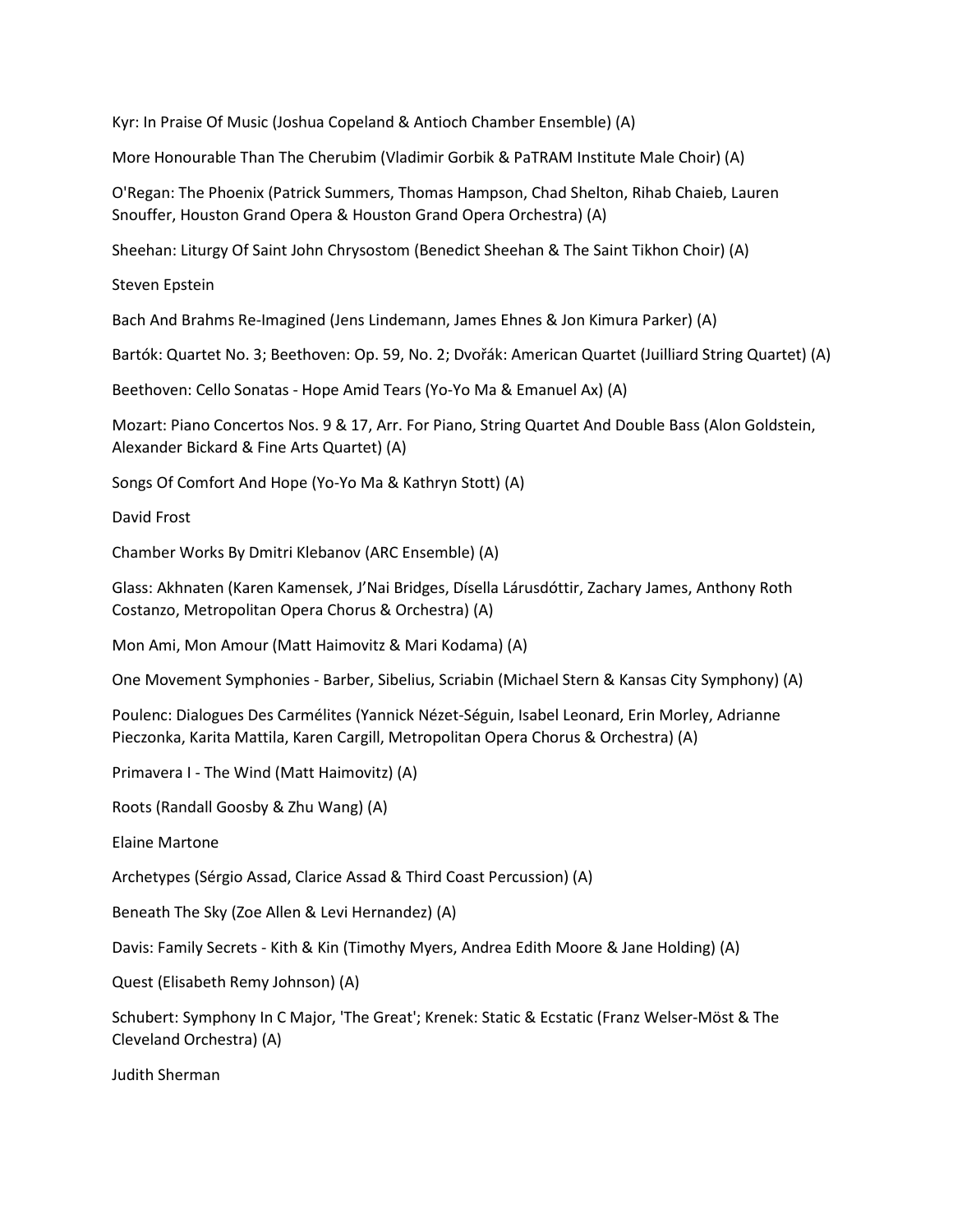Kyr: In Praise Of Music (Joshua Copeland & Antioch Chamber Ensemble) (A)

More Honourable Than The Cherubim (Vladimir Gorbik & PaTRAM Institute Male Choir) (A)

O'Regan: The Phoenix (Patrick Summers, Thomas Hampson, Chad Shelton, Rihab Chaieb, Lauren Snouffer, Houston Grand Opera & Houston Grand Opera Orchestra) (A)

Sheehan: Liturgy Of Saint John Chrysostom (Benedict Sheehan & The Saint Tikhon Choir) (A)

Steven Epstein

Bach And Brahms Re-Imagined (Jens Lindemann, James Ehnes & Jon Kimura Parker) (A)

Bartók: Quartet No. 3; Beethoven: Op. 59, No. 2; Dvořák: American Quartet (Juilliard String Quartet) (A)

Beethoven: Cello Sonatas - Hope Amid Tears (Yo-Yo Ma & Emanuel Ax) (A)

Mozart: Piano Concertos Nos. 9 & 17, Arr. For Piano, String Quartet And Double Bass (Alon Goldstein, Alexander Bickard & Fine Arts Quartet) (A)

Songs Of Comfort And Hope (Yo-Yo Ma & Kathryn Stott) (A)

David Frost

Chamber Works By Dmitri Klebanov (ARC Ensemble) (A)

Glass: Akhnaten (Karen Kamensek, J'Nai Bridges, Dísella Lárusdóttir, Zachary James, Anthony Roth Costanzo, Metropolitan Opera Chorus & Orchestra) (A)

Mon Ami, Mon Amour (Matt Haimovitz & Mari Kodama) (A)

One Movement Symphonies - Barber, Sibelius, Scriabin (Michael Stern & Kansas City Symphony) (A)

Poulenc: Dialogues Des Carmélites (Yannick Nézet-Séguin, Isabel Leonard, Erin Morley, Adrianne Pieczonka, Karita Mattila, Karen Cargill, Metropolitan Opera Chorus & Orchestra) (A)

Primavera I - The Wind (Matt Haimovitz) (A)

Roots (Randall Goosby & Zhu Wang) (A)

Elaine Martone

Archetypes (Sérgio Assad, Clarice Assad & Third Coast Percussion) (A)

Beneath The Sky (Zoe Allen & Levi Hernandez) (A)

Davis: Family Secrets - Kith & Kin (Timothy Myers, Andrea Edith Moore & Jane Holding) (A)

Quest (Elisabeth Remy Johnson) (A)

Schubert: Symphony In C Major, 'The Great'; Krenek: Static & Ecstatic (Franz Welser-Möst & The Cleveland Orchestra) (A)

Judith Sherman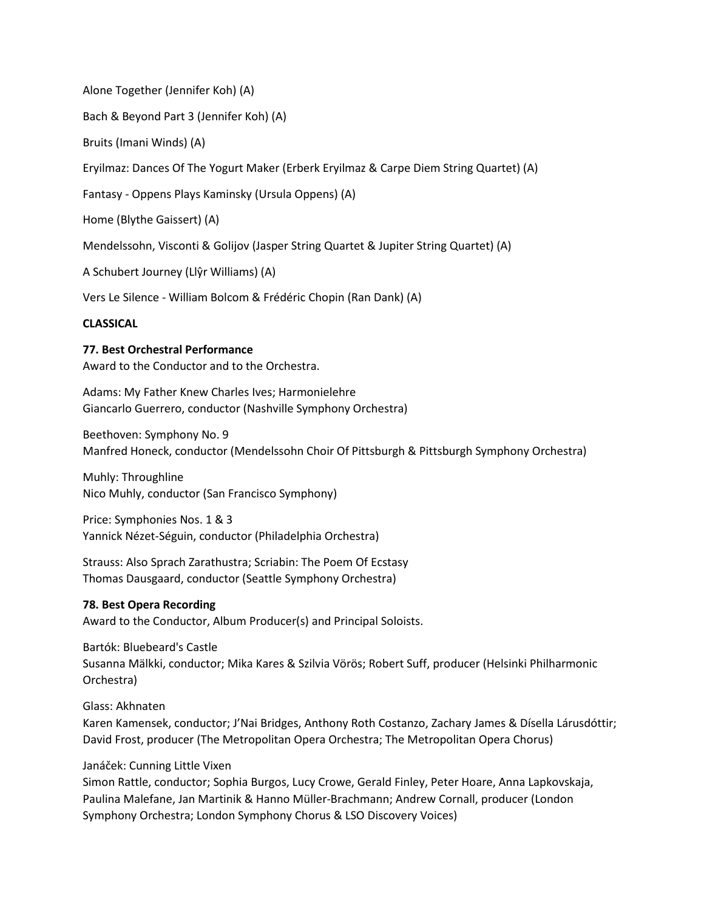Alone Together (Jennifer Koh) (A)

Bach & Beyond Part 3 (Jennifer Koh) (A)

Bruits (Imani Winds) (A)

Eryilmaz: Dances Of The Yogurt Maker (Erberk Eryilmaz & Carpe Diem String Quartet) (A)

Fantasy - Oppens Plays Kaminsky (Ursula Oppens) (A)

Home (Blythe Gaissert) (A)

Mendelssohn, Visconti & Golijov (Jasper String Quartet & Jupiter String Quartet) (A)

A Schubert Journey (Llŷr Williams) (A)

Vers Le Silence - William Bolcom & Frédéric Chopin (Ran Dank) (A)

**CLASSICAL**

**77. Best Orchestral Performance**
Award to the Conductor and to the Orchestra.

Adams: My Father Knew Charles Ives; Harmonielehre
Giancarlo Guerrero, conductor (Nashville Symphony Orchestra)

Beethoven: Symphony No. 9
Manfred Honeck, conductor (Mendelssohn Choir Of Pittsburgh & Pittsburgh Symphony Orchestra)

Muhly: Throughline
Nico Muhly, conductor (San Francisco Symphony)

Price: Symphonies Nos. 1 & 3
Yannick Nézet-Séguin, conductor (Philadelphia Orchestra)

Strauss: Also Sprach Zarathustra; Scriabin: The Poem Of Ecstasy
Thomas Dausgaard, conductor (Seattle Symphony Orchestra)

**78. Best Opera Recording**
Award to the Conductor, Album Producer(s) and Principal Soloists.

Bartók: Bluebeard's Castle
Susanna Mälkki, conductor; Mika Kares & Szilvia Vörös; Robert Suff, producer (Helsinki Philharmonic Orchestra)

Glass: Akhnaten
Karen Kamensek, conductor; J'Nai Bridges, Anthony Roth Costanzo, Zachary James & Dísella Lárusdóttir; David Frost, producer (The Metropolitan Opera Orchestra; The Metropolitan Opera Chorus)

Janáček: Cunning Little Vixen
Simon Rattle, conductor; Sophia Burgos, Lucy Crowe, Gerald Finley, Peter Hoare, Anna Lapkovskaja, Paulina Malefane, Jan Martinik & Hanno Müller-Brachmann; Andrew Cornall, producer (London Symphony Orchestra; London Symphony Chorus & LSO Discovery Voices)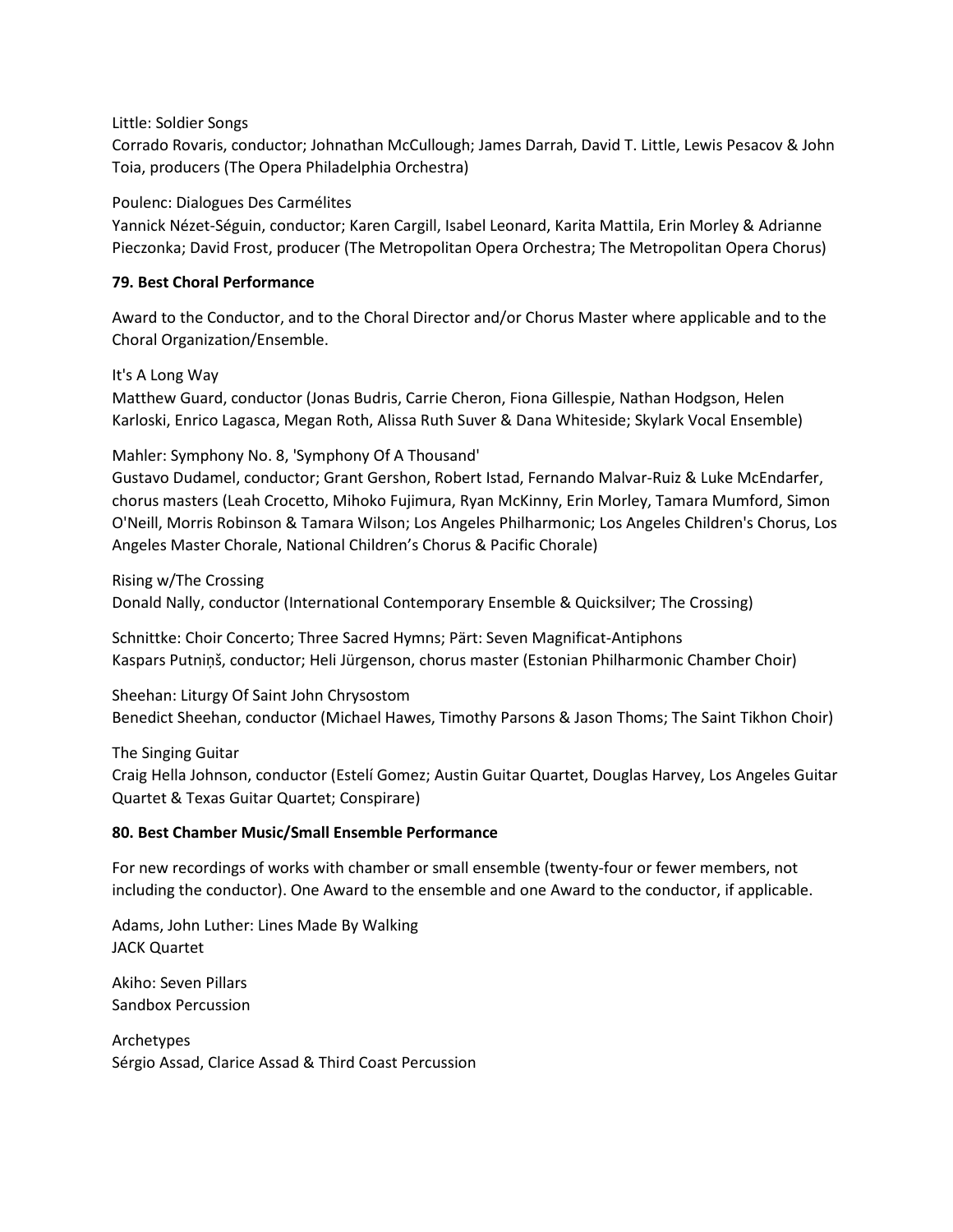Little: Soldier Songs
Corrado Rovaris, conductor; Johnathan McCullough; James Darrah, David T. Little, Lewis Pesacov & John Toia, producers (The Opera Philadelphia Orchestra)

Poulenc: Dialogues Des Carmélites
Yannick Nézet-Séguin, conductor; Karen Cargill, Isabel Leonard, Karita Mattila, Erin Morley & Adrianne Pieczonka; David Frost, producer (The Metropolitan Opera Orchestra; The Metropolitan Opera Chorus)

**79. Best Choral Performance**

Award to the Conductor, and to the Choral Director and/or Chorus Master where applicable and to the Choral Organization/Ensemble.

It's A Long Way
Matthew Guard, conductor (Jonas Budris, Carrie Cheron, Fiona Gillespie, Nathan Hodgson, Helen Karloski, Enrico Lagasca, Megan Roth, Alissa Ruth Suver & Dana Whiteside; Skylark Vocal Ensemble)

Mahler: Symphony No. 8, 'Symphony Of A Thousand'
Gustavo Dudamel, conductor; Grant Gershon, Robert Istad, Fernando Malvar-Ruiz & Luke McEndarfer, chorus masters (Leah Crocetto, Mihoko Fujimura, Ryan McKinny, Erin Morley, Tamara Mumford, Simon O'Neill, Morris Robinson & Tamara Wilson; Los Angeles Philharmonic; Los Angeles Children's Chorus, Los Angeles Master Chorale, National Children's Chorus & Pacific Chorale)

Rising w/The Crossing
Donald Nally, conductor (International Contemporary Ensemble & Quicksilver; The Crossing)

Schnittke: Choir Concerto; Three Sacred Hymns; Pärt: Seven Magnificat-Antiphons
Kaspars Putniņš, conductor; Heli Jürgenson, chorus master (Estonian Philharmonic Chamber Choir)

Sheehan: Liturgy Of Saint John Chrysostom
Benedict Sheehan, conductor (Michael Hawes, Timothy Parsons & Jason Thoms; The Saint Tikhon Choir)

The Singing Guitar
Craig Hella Johnson, conductor (Estelí Gomez; Austin Guitar Quartet, Douglas Harvey, Los Angeles Guitar Quartet & Texas Guitar Quartet; Conspirare)

**80. Best Chamber Music/Small Ensemble Performance**

For new recordings of works with chamber or small ensemble (twenty-four or fewer members, not including the conductor). One Award to the ensemble and one Award to the conductor, if applicable.

Adams, John Luther: Lines Made By Walking
JACK Quartet

Akiho: Seven Pillars
Sandbox Percussion

Archetypes
Sérgio Assad, Clarice Assad & Third Coast Percussion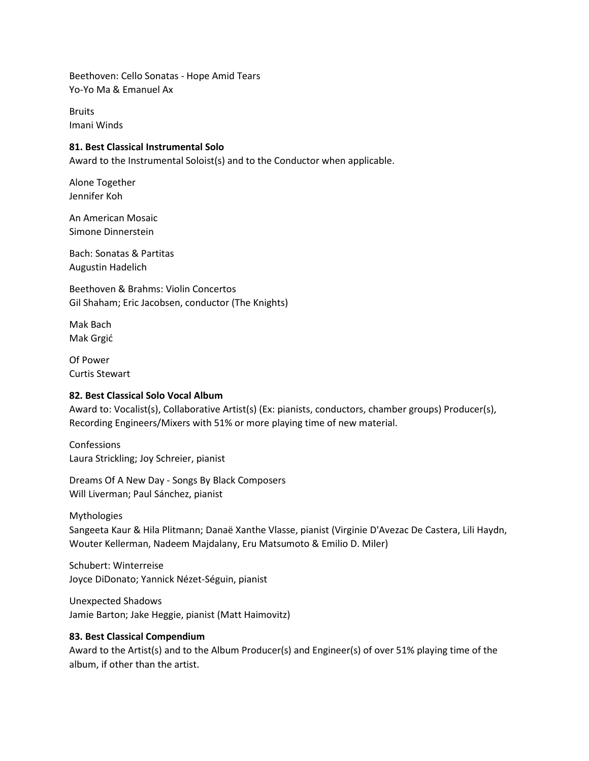Beethoven: Cello Sonatas - Hope Amid Tears
Yo-Yo Ma & Emanuel Ax

Bruits
Imani Winds

**81. Best Classical Instrumental Solo**
Award to the Instrumental Soloist(s) and to the Conductor when applicable.

Alone Together
Jennifer Koh

An American Mosaic
Simone Dinnerstein

Bach: Sonatas & Partitas
Augustin Hadelich

Beethoven & Brahms: Violin Concertos
Gil Shaham; Eric Jacobsen, conductor (The Knights)

Mak Bach
Mak Grgić

Of Power
Curtis Stewart

**82. Best Classical Solo Vocal Album**
Award to: Vocalist(s), Collaborative Artist(s) (Ex: pianists, conductors, chamber groups) Producer(s), Recording Engineers/Mixers with 51% or more playing time of new material.

Confessions
Laura Strickling; Joy Schreier, pianist

Dreams Of A New Day - Songs By Black Composers
Will Liverman; Paul Sánchez, pianist

Mythologies
Sangeeta Kaur & Hila Plitmann; Danaë Xanthe Vlasse, pianist (Virginie D'Avezac De Castera, Lili Haydn, Wouter Kellerman, Nadeem Majdalany, Eru Matsumoto & Emilio D. Miler)

Schubert: Winterreise
Joyce DiDonato; Yannick Nézet-Séguin, pianist

Unexpected Shadows
Jamie Barton; Jake Heggie, pianist (Matt Haimovitz)

**83. Best Classical Compendium**
Award to the Artist(s) and to the Album Producer(s) and Engineer(s) of over 51% playing time of the album, if other than the artist.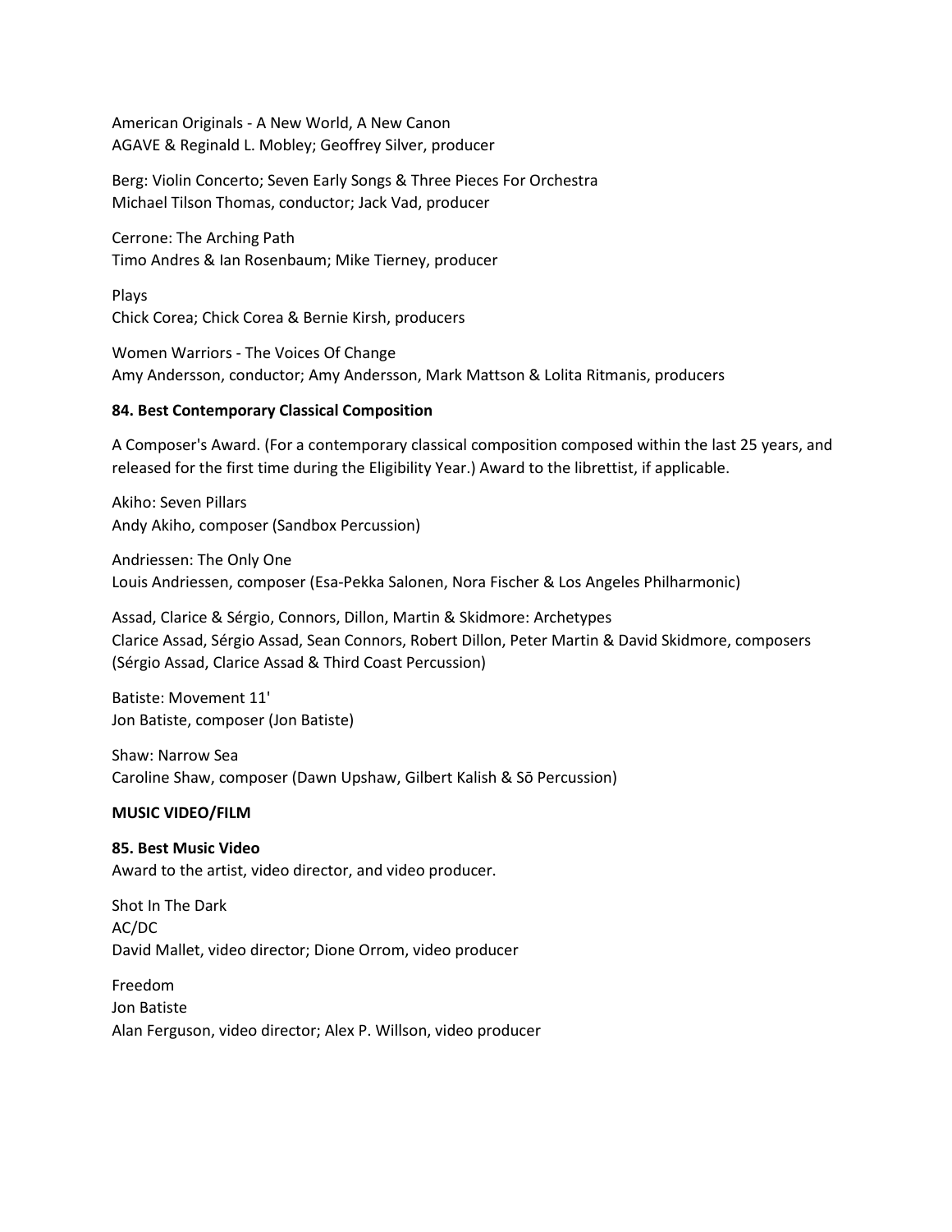American Originals - A New World, A New Canon
AGAVE & Reginald L. Mobley; Geoffrey Silver, producer

Berg: Violin Concerto; Seven Early Songs & Three Pieces For Orchestra
Michael Tilson Thomas, conductor; Jack Vad, producer

Cerrone: The Arching Path
Timo Andres & Ian Rosenbaum; Mike Tierney, producer

Plays
Chick Corea; Chick Corea & Bernie Kirsh, producers

Women Warriors - The Voices Of Change
Amy Andersson, conductor; Amy Andersson, Mark Mattson & Lolita Ritmanis, producers

**84. Best Contemporary Classical Composition**

A Composer's Award. (For a contemporary classical composition composed within the last 25 years, and released for the first time during the Eligibility Year.) Award to the librettist, if applicable.

Akiho: Seven Pillars
Andy Akiho, composer (Sandbox Percussion)

Andriessen: The Only One
Louis Andriessen, composer (Esa-Pekka Salonen, Nora Fischer & Los Angeles Philharmonic)

Assad, Clarice & Sérgio, Connors, Dillon, Martin & Skidmore: Archetypes
Clarice Assad, Sérgio Assad, Sean Connors, Robert Dillon, Peter Martin & David Skidmore, composers (Sérgio Assad, Clarice Assad & Third Coast Percussion)

Batiste: Movement 11'
Jon Batiste, composer (Jon Batiste)

Shaw: Narrow Sea
Caroline Shaw, composer (Dawn Upshaw, Gilbert Kalish & Sō Percussion)

**MUSIC VIDEO/FILM**

**85. Best Music Video**
Award to the artist, video director, and video producer.

Shot In The Dark
AC/DC
David Mallet, video director; Dione Orrom, video producer

Freedom
Jon Batiste
Alan Ferguson, video director; Alex P. Willson, video producer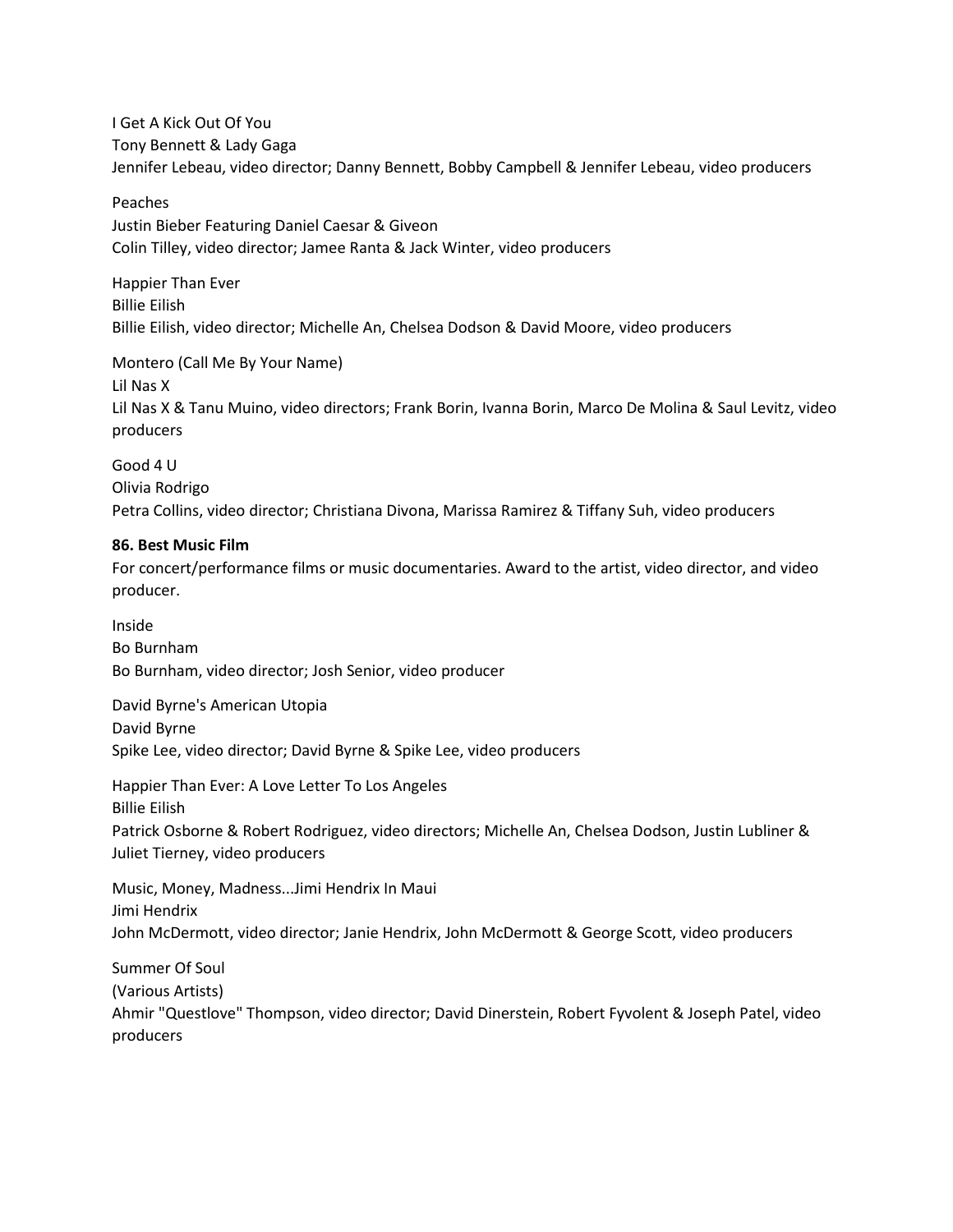I Get A Kick Out Of You
Tony Bennett & Lady Gaga
Jennifer Lebeau, video director; Danny Bennett, Bobby Campbell & Jennifer Lebeau, video producers

Peaches
Justin Bieber Featuring Daniel Caesar & Giveon
Colin Tilley, video director; Jamee Ranta & Jack Winter, video producers

Happier Than Ever
Billie Eilish
Billie Eilish, video director; Michelle An, Chelsea Dodson & David Moore, video producers

Montero (Call Me By Your Name)
Lil Nas X
Lil Nas X & Tanu Muino, video directors; Frank Borin, Ivanna Borin, Marco De Molina & Saul Levitz, video producers

Good 4 U
Olivia Rodrigo
Petra Collins, video director; Christiana Divona, Marissa Ramirez & Tiffany Suh, video producers

**86. Best Music Film**

For concert/performance films or music documentaries. Award to the artist, video director, and video producer.

Inside
Bo Burnham
Bo Burnham, video director; Josh Senior, video producer

David Byrne's American Utopia
David Byrne
Spike Lee, video director; David Byrne & Spike Lee, video producers

Happier Than Ever: A Love Letter To Los Angeles
Billie Eilish
Patrick Osborne & Robert Rodriguez, video directors; Michelle An, Chelsea Dodson, Justin Lubliner & Juliet Tierney, video producers

Music, Money, Madness...Jimi Hendrix In Maui
Jimi Hendrix
John McDermott, video director; Janie Hendrix, John McDermott & George Scott, video producers

Summer Of Soul
(Various Artists)
Ahmir "Questlove" Thompson, video director; David Dinerstein, Robert Fyvolent & Joseph Patel, video producers